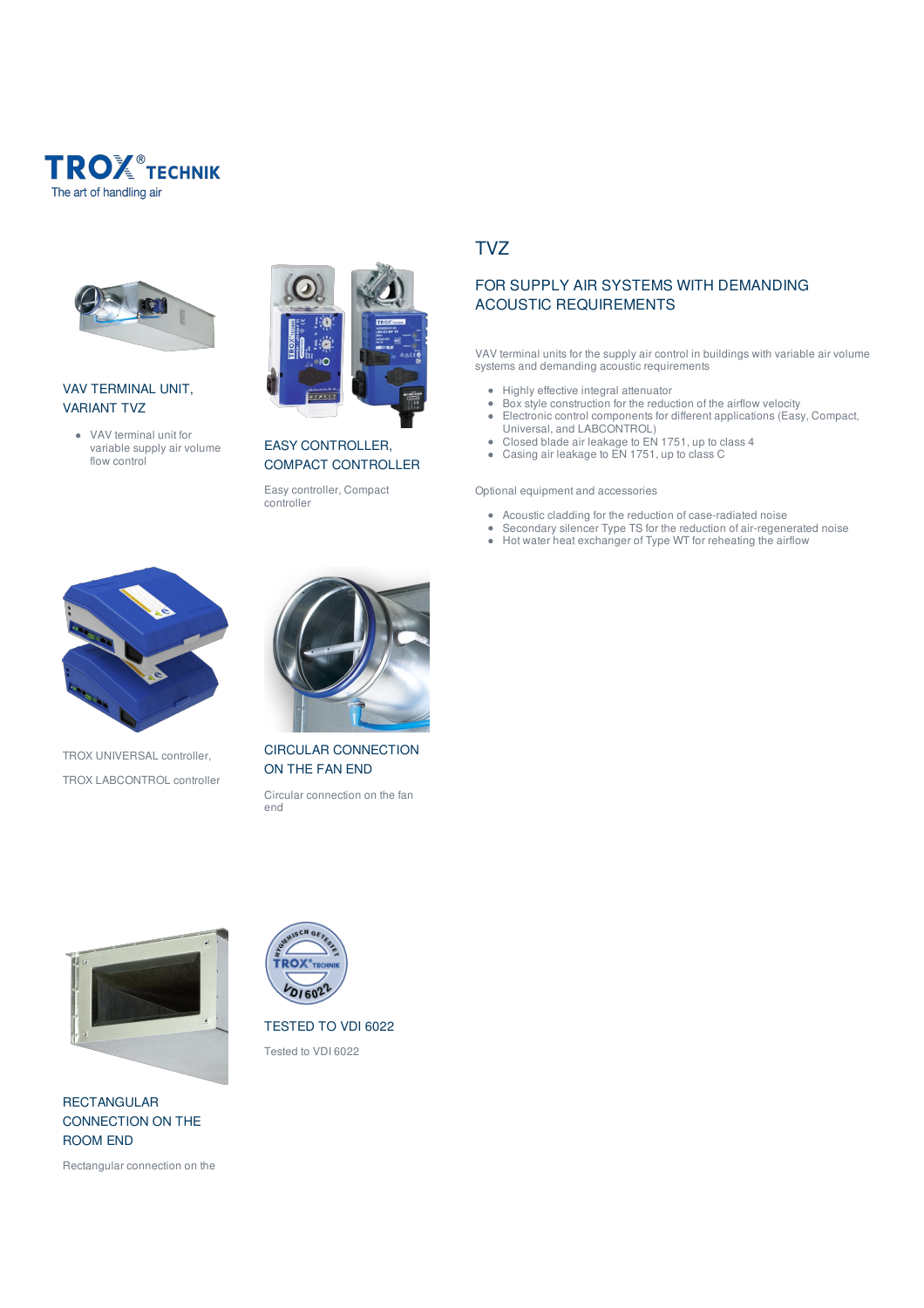TROX® TECHNIK
The art of handling air

# TVZ

## FOR SUPPLY AIR SYSTEMS WITH DEMANDING ACOUSTIC REQUIREMENTS

VAV terminal units for the supply air control in buildings with variable air volume systems and demanding acoustic requirements

- Highly effective integral attenuator
- Box style construction for the reduction of the airflow velocity
- Electronic control components for different applications (Easy, Compact, Universal, and LABCONTROL)
- Closed blade air leakage to EN 1751, up to class 4
- Casing air leakage to EN 1751, up to class C

Optional equipment and accessories

- Acoustic cladding for the reduction of case-radiated noise
- Secondary silencer Type TS for the reduction of air-regenerated noise
- Hot water heat exchanger of Type WT for reheating the airflow

### VAV TERMINAL UNIT, VARIANT TVZ

- VAV terminal unit for variable supply air volume flow control

### EASY CONTROLLER, COMPACT CONTROLLER

Easy controller, Compact controller

TROX UNIVERSAL controller,

TROX LABCONTROL controller

### CIRCULAR CONNECTION ON THE FAN END

Circular connection on the fan end

### RECTANGULAR CONNECTION ON THE ROOM END

Rectangular connection on the

### TESTED TO VDI 6022

Tested to VDI 6022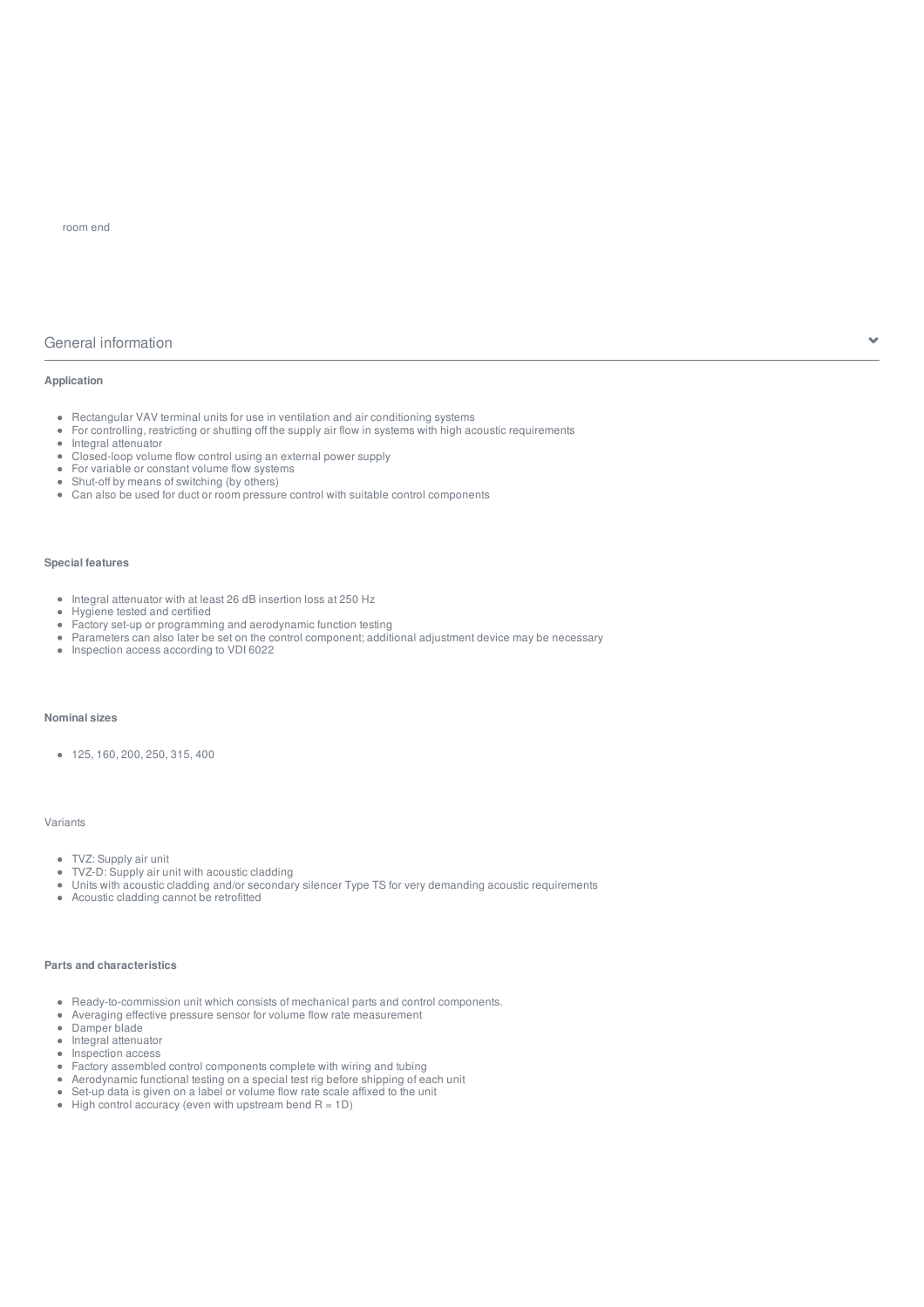room end

## General information

### Application

- Rectangular VAV terminal units for use in ventilation and air conditioning systems
- For controlling, restricting or shutting off the supply air flow in systems with high acoustic requirements
- Integral attenuator
- Closed-loop volume flow control using an external power supply
- For variable or constant volume flow systems
- Shut-off by means of switching (by others)
- Can also be used for duct or room pressure control with suitable control components

### Special features

- Integral attenuator with at least 26 dB insertion loss at 250 Hz
- Hygiene tested and certified
- Factory set-up or programming and aerodynamic function testing
- Parameters can also later be set on the control component; additional adjustment device may be necessary
- Inspection access according to VDI 6022

### Nominal sizes

- 125, 160, 200, 250, 315, 400

Variants

- TVZ: Supply air unit
- TVZ-D: Supply air unit with acoustic cladding
- Units with acoustic cladding and/or secondary silencer Type TS for very demanding acoustic requirements
- Acoustic cladding cannot be retrofitted

### Parts and characteristics

- Ready-to-commission unit which consists of mechanical parts and control components.
- Averaging effective pressure sensor for volume flow rate measurement
- Damper blade
- Integral attenuator
- Inspection access
- Factory assembled control components complete with wiring and tubing
- Aerodynamic functional testing on a special test rig before shipping of each unit
- Set-up data is given on a label or volume flow rate scale affixed to the unit
- High control accuracy (even with upstream bend R = 1D)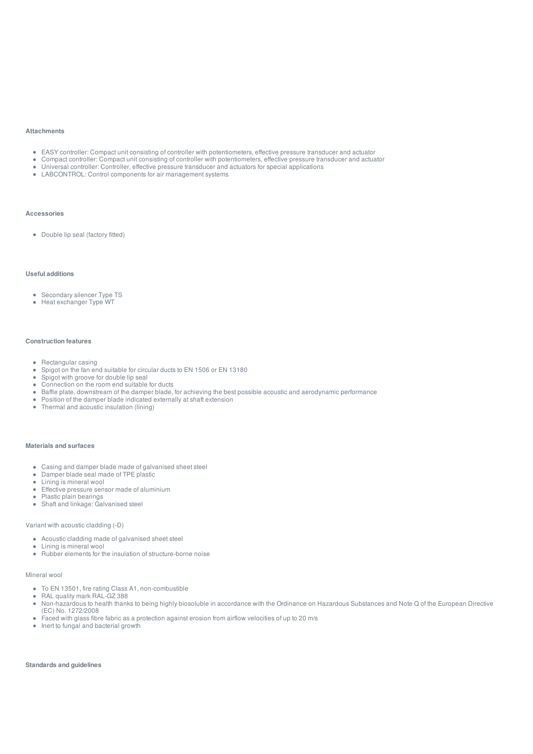## Attachments

- EASY controller: Compact unit consisting of controller with potentiometers, effective pressure transducer and actuator
- Compact controller: Compact unit consisting of controller with potentiometers, effective pressure transducer and actuator
- Universal controller: Controller, effective pressure transducer and actuators for special applications
- LABCONTROL: Control components for air management systems

## Accessories

- Double lip seal (factory fitted)

## Useful additions

- Secondary silencer Type TS
- Heat exchanger Type WT

## Construction features

- Rectangular casing
- Spigot on the fan end suitable for circular ducts to EN 1506 or EN 13180
- Spigot with groove for double lip seal
- Connection on the room end suitable for ducts
- Baffle plate, downstream of the damper blade, for achieving the best possible acoustic and aerodynamic performance
- Position of the damper blade indicated externally at shaft extension
- Thermal and acoustic insulation (lining)

## Materials and surfaces

- Casing and damper blade made of galvanised sheet steel
- Damper blade seal made of TPE plastic
- Lining is mineral wool
- Effective pressure sensor made of aluminium
- Plastic plain bearings
- Shaft and linkage: Galvanised steel

Variant with acoustic cladding (-D)

- Acoustic cladding made of galvanised sheet steel
- Lining is mineral wool
- Rubber elements for the insulation of structure-borne noise

Mineral wool

- To EN 13501, fire rating Class A1, non-combustible
- RAL quality mark RAL-GZ 388
- Non-hazardous to health thanks to being highly biosoluble in accordance with the Ordinance on Hazardous Substances and Note Q of the European Directive (EC) No. 1272/2008
- Faced with glass fibre fabric as a protection against erosion from airflow velocities of up to 20 m/s
- Inert to fungal and bacterial growth

## Standards and guidelines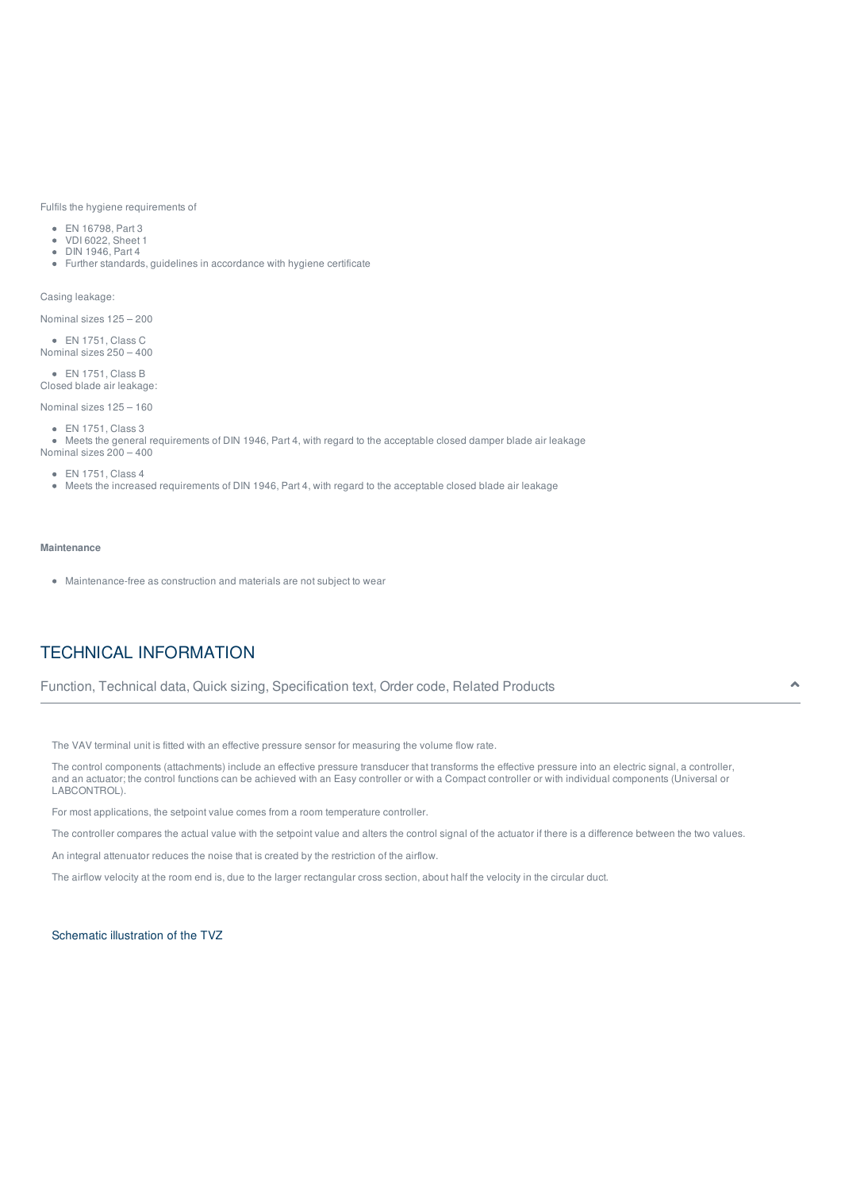Fulfils the hygiene requirements of

- EN 16798, Part 3
- VDI 6022, Sheet 1
- DIN 1946, Part 4
- Further standards, guidelines in accordance with hygiene certificate

Casing leakage:

Nominal sizes 125 – 200

- EN 1751, Class C

Nominal sizes 250 – 400

- EN 1751, Class B

Closed blade air leakage:

Nominal sizes 125 – 160

- EN 1751, Class 3
- Meets the general requirements of DIN 1946, Part 4, with regard to the acceptable closed damper blade air leakage

Nominal sizes 200 – 400

- EN 1751, Class 4
- Meets the increased requirements of DIN 1946, Part 4, with regard to the acceptable closed blade air leakage

**Maintenance**

- Maintenance-free as construction and materials are not subject to wear

## TECHNICAL INFORMATION

Function, Technical data, Quick sizing, Specification text, Order code, Related Products

The VAV terminal unit is fitted with an effective pressure sensor for measuring the volume flow rate.

The control components (attachments) include an effective pressure transducer that transforms the effective pressure into an electric signal, a controller, and an actuator; the control functions can be achieved with an Easy controller or with a Compact controller or with individual components (Universal or LABCONTROL).

For most applications, the setpoint value comes from a room temperature controller.

The controller compares the actual value with the setpoint value and alters the control signal of the actuator if there is a difference between the two values.

An integral attenuator reduces the noise that is created by the restriction of the airflow.

The airflow velocity at the room end is, due to the larger rectangular cross section, about half the velocity in the circular duct.

### Schematic illustration of the TVZ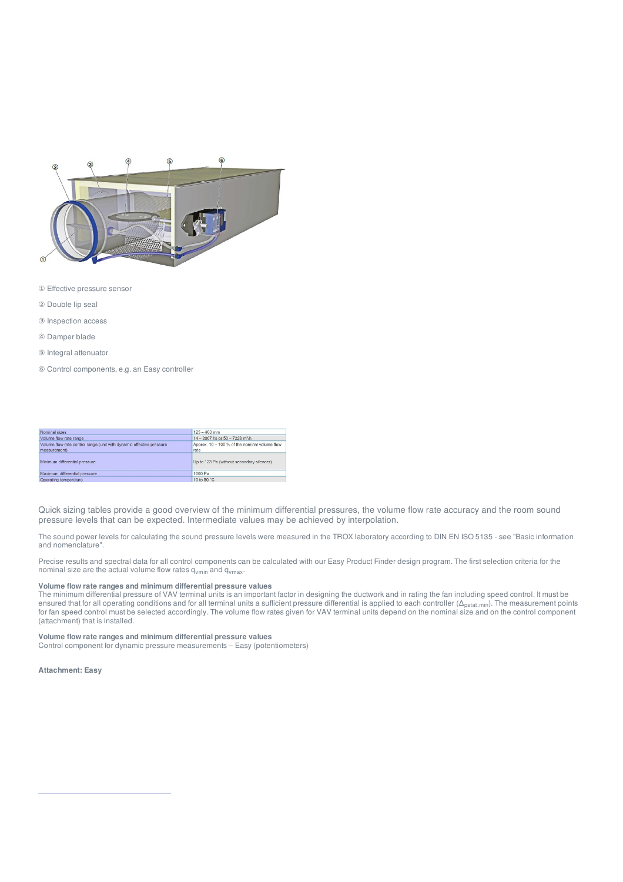① Effective pressure sensor

② Double lip seal

③ Inspection access

④ Damper blade

⑤ Integral attenuator

⑥ Control components, e.g. an Easy controller

| | |
|---|---|
| Nominal sizes | 125 – 400 mm |
| Volume flow rate range | 14 – 2007 l/s or 50 – 7226 m³/h |
| Volume flow rate control range (unit with dynamic effective pressure measurement) | Approx. 10 – 100 % of the nominal volume flow rate |
| Minimum differential pressure | Up to 123 Pa (without secondary silencer) |
| Maximum differential pressure | 1000 Pa |
| Operating temperature | 10 to 50 °C |

Quick sizing tables provide a good overview of the minimum differential pressures, the volume flow rate accuracy and the room sound pressure levels that can be expected. Intermediate values may be achieved by interpolation.

The sound power levels for calculating the sound pressure levels were measured in the TROX laboratory according to DIN EN ISO 5135 - see "Basic information and nomenclature".

Precise results and spectral data for all control components can be calculated with our Easy Product Finder design program. The first selection criteria for the nominal size are the actual volume flow rates $q_{vmin}$ and $q_{vmax}$.

**Volume flow rate ranges and minimum differential pressure values**
The minimum differential pressure of VAV terminal units is an important factor in designing the ductwork and in rating the fan including speed control. It must be ensured that for all operating conditions and for all terminal units a sufficient pressure differential is applied to each controller ($\Delta_{pstat,min}$). The measurement points for fan speed control must be selected accordingly. The volume flow rates given for VAV terminal units depend on the nominal size and on the control component (attachment) that is installed.

**Volume flow rate ranges and minimum differential pressure values**
Control component for dynamic pressure measurements – Easy (potentiometers)

**Attachment: Easy**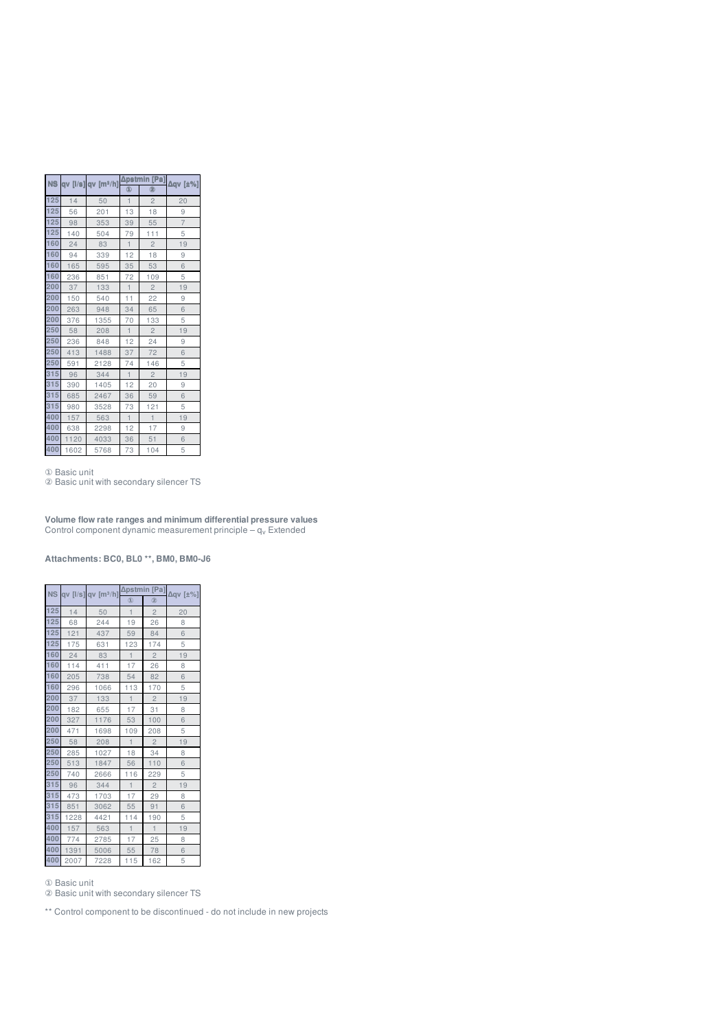| NS | qv [l/s] | qv [m³/h] | Δpstmin [Pa] | | Δqv [±%] |
|---|---|---|---|---|---|
| | | | ① | ② | |
| 125 | 14 | 50 | 1 | 2 | 20 |
| 125 | 56 | 201 | 13 | 18 | 9 |
| 125 | 98 | 353 | 39 | 55 | 7 |
| 125 | 140 | 504 | 79 | 111 | 5 |
| 160 | 24 | 83 | 1 | 2 | 19 |
| 160 | 94 | 339 | 12 | 18 | 9 |
| 160 | 165 | 595 | 35 | 53 | 6 |
| 160 | 236 | 851 | 72 | 109 | 5 |
| 200 | 37 | 133 | 1 | 2 | 19 |
| 200 | 150 | 540 | 11 | 22 | 9 |
| 200 | 263 | 948 | 34 | 65 | 6 |
| 200 | 376 | 1355 | 70 | 133 | 5 |
| 250 | 58 | 208 | 1 | 2 | 19 |
| 250 | 236 | 848 | 12 | 24 | 9 |
| 250 | 413 | 1488 | 37 | 72 | 6 |
| 250 | 591 | 2128 | 74 | 146 | 5 |
| 315 | 96 | 344 | 1 | 2 | 19 |
| 315 | 390 | 1405 | 12 | 20 | 9 |
| 315 | 685 | 2467 | 36 | 59 | 6 |
| 315 | 980 | 3528 | 73 | 121 | 5 |
| 400 | 157 | 563 | 1 | 1 | 19 |
| 400 | 638 | 2298 | 12 | 17 | 9 |
| 400 | 1120 | 4033 | 36 | 51 | 6 |
| 400 | 1602 | 5768 | 73 | 104 | 5 |

① Basic unit
② Basic unit with secondary silencer TS

**Volume flow rate ranges and minimum differential pressure values**
Control component dynamic measurement principle – $q_v$ Extended

**Attachments: BC0, BL0 \*\*, BM0, BM0-J6**

| NS | qv [l/s] | qv [m³/h] | Δpstmin [Pa] | | Δqv [±%] |
|---|---|---|---|---|---|
| | | | ① | ② | |
| 125 | 14 | 50 | 1 | 2 | 20 |
| 125 | 68 | 244 | 19 | 26 | 8 |
| 125 | 121 | 437 | 59 | 84 | 6 |
| 125 | 175 | 631 | 123 | 174 | 5 |
| 160 | 24 | 83 | 1 | 2 | 19 |
| 160 | 114 | 411 | 17 | 26 | 8 |
| 160 | 205 | 738 | 54 | 82 | 6 |
| 160 | 296 | 1066 | 113 | 170 | 5 |
| 200 | 37 | 133 | 1 | 2 | 19 |
| 200 | 182 | 655 | 17 | 31 | 8 |
| 200 | 327 | 1176 | 53 | 100 | 6 |
| 200 | 471 | 1698 | 109 | 208 | 5 |
| 250 | 58 | 208 | 1 | 2 | 19 |
| 250 | 285 | 1027 | 18 | 34 | 8 |
| 250 | 513 | 1847 | 56 | 110 | 6 |
| 250 | 740 | 2666 | 116 | 229 | 5 |
| 315 | 96 | 344 | 1 | 2 | 19 |
| 315 | 473 | 1703 | 17 | 29 | 8 |
| 315 | 851 | 3062 | 55 | 91 | 6 |
| 315 | 1228 | 4421 | 114 | 190 | 5 |
| 400 | 157 | 563 | 1 | 1 | 19 |
| 400 | 774 | 2785 | 17 | 25 | 8 |
| 400 | 1391 | 5006 | 55 | 78 | 6 |
| 400 | 2007 | 7228 | 115 | 162 | 5 |

① Basic unit
② Basic unit with secondary silencer TS

** Control component to be discontinued - do not include in new projects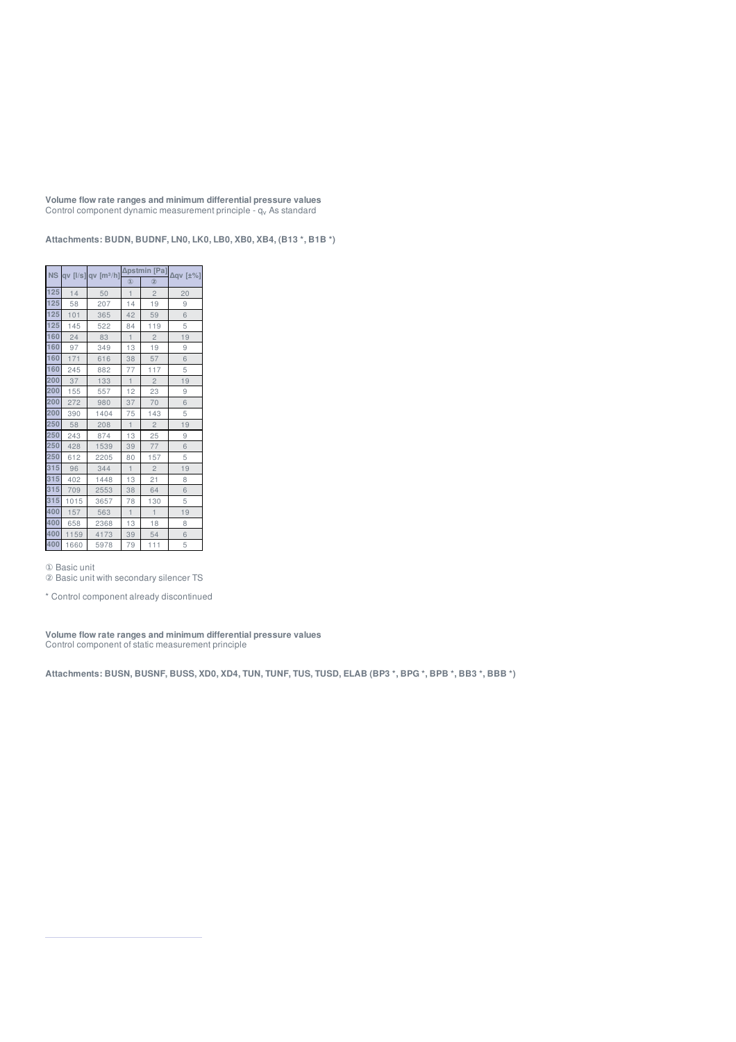**Volume flow rate ranges and minimum differential pressure values**
Control component dynamic measurement principle - $q_v$ As standard

**Attachments: BUDN, BUDNF, LN0, LK0, LB0, XB0, XB4, (B13 *, B1B *)**

| NS | qv [l/s] | qv [m³/h] | Δpstmin [Pa] | | Δqv [±%] |
|---|---|---|---|---|---|
| | | | ① | ② | |
| 125 | 14 | 50 | 1 | 2 | 20 |
| 125 | 58 | 207 | 14 | 19 | 9 |
| 125 | 101 | 365 | 42 | 59 | 6 |
| 125 | 145 | 522 | 84 | 119 | 5 |
| 160 | 24 | 83 | 1 | 2 | 19 |
| 160 | 97 | 349 | 13 | 19 | 9 |
| 160 | 171 | 616 | 38 | 57 | 6 |
| 160 | 245 | 882 | 77 | 117 | 5 |
| 200 | 37 | 133 | 1 | 2 | 19 |
| 200 | 155 | 557 | 12 | 23 | 9 |
| 200 | 272 | 980 | 37 | 70 | 6 |
| 200 | 390 | 1404 | 75 | 143 | 5 |
| 250 | 58 | 208 | 1 | 2 | 19 |
| 250 | 243 | 874 | 13 | 25 | 9 |
| 250 | 428 | 1539 | 39 | 77 | 6 |
| 250 | 612 | 2205 | 80 | 157 | 5 |
| 315 | 96 | 344 | 1 | 2 | 19 |
| 315 | 402 | 1448 | 13 | 21 | 8 |
| 315 | 709 | 2553 | 38 | 64 | 6 |
| 315 | 1015 | 3657 | 78 | 130 | 5 |
| 400 | 157 | 563 | 1 | 1 | 19 |
| 400 | 658 | 2368 | 13 | 18 | 8 |
| 400 | 1159 | 4173 | 39 | 54 | 6 |
| 400 | 1660 | 5978 | 79 | 111 | 5 |

① Basic unit
② Basic unit with secondary silencer TS

* Control component already discontinued

**Volume flow rate ranges and minimum differential pressure values**
Control component of static measurement principle

**Attachments: BUSN, BUSNF, BUSS, XD0, XD4, TUN, TUNF, TUS, TUSD, ELAB (BP3 *, BPG *, BPB *, BB3 *, BBB *)**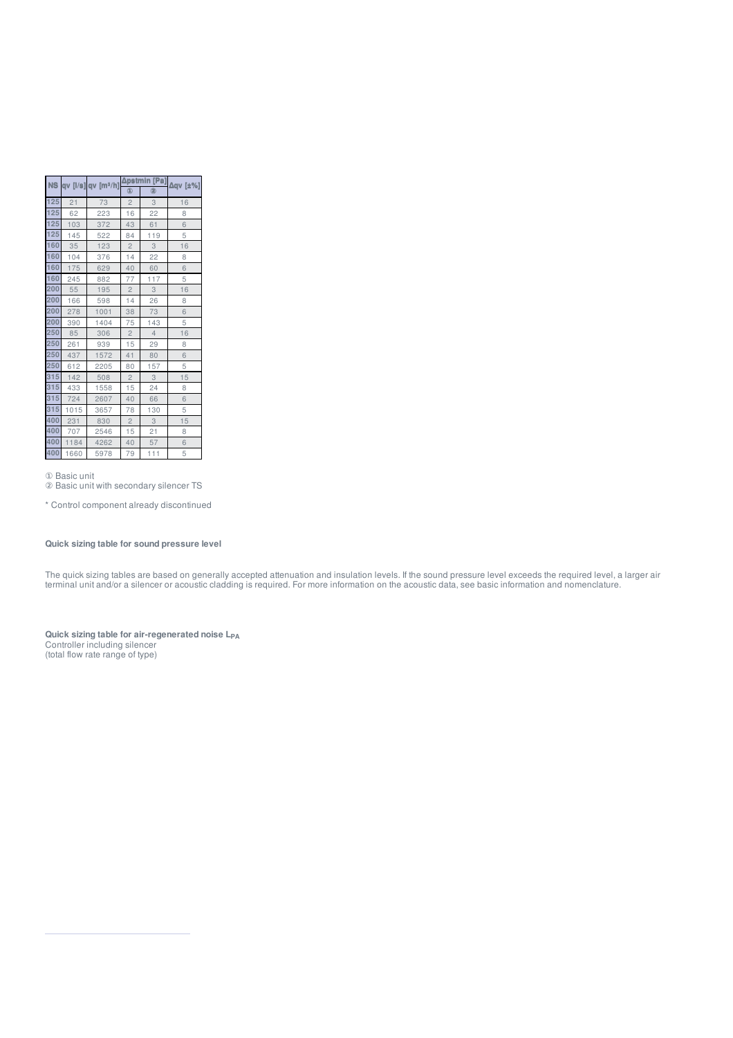| NS | qv [l/s] | qv [m³/h] | Δpstmin [Pa] | | Δqv [±%] |
|---|---|---|---|---|---|
| | | | ① | ② | |
| 125 | 21 | 73 | 2 | 3 | 16 |
| 125 | 62 | 223 | 16 | 22 | 8 |
| 125 | 103 | 372 | 43 | 61 | 6 |
| 125 | 145 | 522 | 84 | 119 | 5 |
| 160 | 35 | 123 | 2 | 3 | 16 |
| 160 | 104 | 376 | 14 | 22 | 8 |
| 160 | 175 | 629 | 40 | 60 | 6 |
| 160 | 245 | 882 | 77 | 117 | 5 |
| 200 | 55 | 195 | 2 | 3 | 16 |
| 200 | 166 | 598 | 14 | 26 | 8 |
| 200 | 278 | 1001 | 38 | 73 | 6 |
| 200 | 390 | 1404 | 75 | 143 | 5 |
| 250 | 85 | 306 | 2 | 4 | 16 |
| 250 | 261 | 939 | 15 | 29 | 8 |
| 250 | 437 | 1572 | 41 | 80 | 6 |
| 250 | 612 | 2205 | 80 | 157 | 5 |
| 315 | 142 | 508 | 2 | 3 | 15 |
| 315 | 433 | 1558 | 15 | 24 | 8 |
| 315 | 724 | 2607 | 40 | 66 | 6 |
| 315 | 1015 | 3657 | 78 | 130 | 5 |
| 400 | 231 | 830 | 2 | 3 | 15 |
| 400 | 707 | 2546 | 15 | 21 | 8 |
| 400 | 1184 | 4262 | 40 | 57 | 6 |
| 400 | 1660 | 5978 | 79 | 111 | 5 |

① Basic unit
② Basic unit with secondary silencer TS

* Control component already discontinued

**Quick sizing table for sound pressure level**

The quick sizing tables are based on generally accepted attenuation and insulation levels. If the sound pressure level exceeds the required level, a larger air terminal unit and/or a silencer or acoustic cladding is required. For more information on the acoustic data, see basic information and nomenclature.

**Quick sizing table for air-regenerated noise $L_{PA}$**
Controller including silencer
(total flow rate range of type)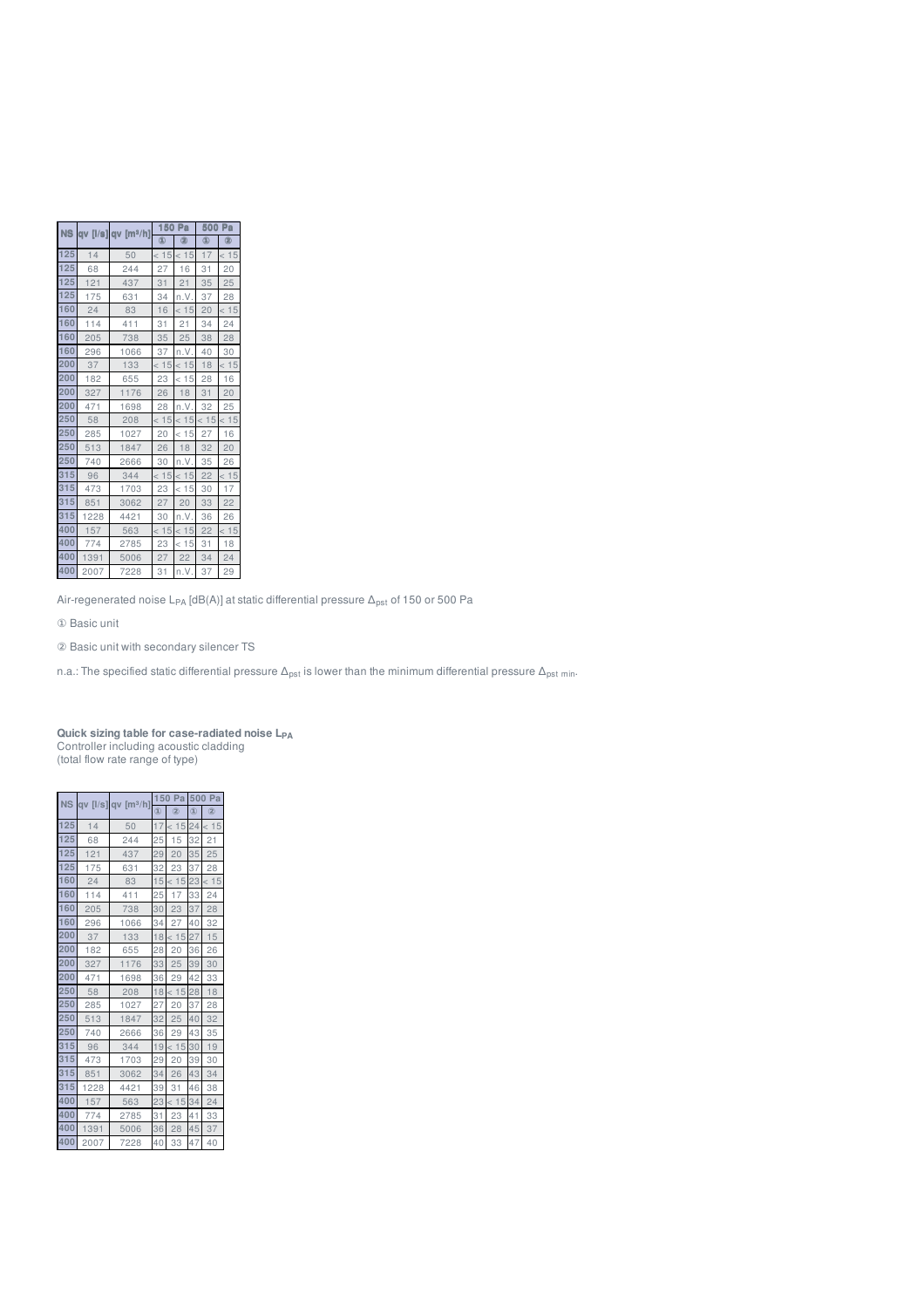| NS | qv [l/s] | qv [m³/h] | 150 Pa | | 500 Pa | |
|---|---|---|---|---|---|---|
| | | | ① | ② | ① | ② |
| 125 | 14 | 50 | < 15 | < 15 | 17 | < 15 |
| 125 | 68 | 244 | 27 | 16 | 31 | 20 |
| 125 | 121 | 437 | 31 | 21 | 35 | 25 |
| 125 | 175 | 631 | 34 | n.V. | 37 | 28 |
| 160 | 24 | 83 | 16 | < 15 | 20 | < 15 |
| 160 | 114 | 411 | 31 | 21 | 34 | 24 |
| 160 | 205 | 738 | 35 | 25 | 38 | 28 |
| 160 | 296 | 1066 | 37 | n.V. | 40 | 30 |
| 200 | 37 | 133 | < 15 | < 15 | 18 | < 15 |
| 200 | 182 | 655 | 23 | < 15 | 28 | 16 |
| 200 | 327 | 1176 | 26 | 18 | 31 | 20 |
| 200 | 471 | 1698 | 28 | n.V. | 32 | 25 |
| 250 | 58 | 208 | < 15 | < 15 | < 15 | < 15 |
| 250 | 285 | 1027 | 20 | < 15 | 27 | 16 |
| 250 | 513 | 1847 | 26 | 18 | 32 | 20 |
| 250 | 740 | 2666 | 30 | n.V. | 35 | 26 |
| 315 | 96 | 344 | < 15 | < 15 | 22 | < 15 |
| 315 | 473 | 1703 | 23 | < 15 | 30 | 17 |
| 315 | 851 | 3062 | 27 | 20 | 33 | 22 |
| 315 | 1228 | 4421 | 30 | n.V. | 36 | 26 |
| 400 | 157 | 563 | < 15 | < 15 | 22 | < 15 |
| 400 | 774 | 2785 | 23 | < 15 | 31 | 18 |
| 400 | 1391 | 5006 | 27 | 22 | 34 | 24 |
| 400 | 2007 | 7228 | 31 | n.V. | 37 | 29 |

Air-regenerated noise $L_{PA}$ [dB(A)] at static differential pressure $\Delta_{pst}$ of 150 or 500 Pa

① Basic unit

② Basic unit with secondary silencer TS

n.a.: The specified static differential pressure $\Delta_{pst}$ is lower than the minimum differential pressure $\Delta_{pst\ min}$.

**Quick sizing table for case-radiated noise $L_{PA}$**
Controller including acoustic cladding
(total flow rate range of type)

| NS | qv [l/s] | qv [m³/h] | 150 Pa | | 500 Pa | |
|---|---|---|---|---|---|---|
| | | | ① | ② | ① | ② |
| 125 | 14 | 50 | 17 | < 15 | 24 | < 15 |
| 125 | 68 | 244 | 25 | 15 | 32 | 21 |
| 125 | 121 | 437 | 29 | 20 | 35 | 25 |
| 125 | 175 | 631 | 32 | 23 | 37 | 28 |
| 160 | 24 | 83 | 15 | < 15 | 23 | < 15 |
| 160 | 114 | 411 | 25 | 17 | 33 | 24 |
| 160 | 205 | 738 | 30 | 23 | 37 | 28 |
| 160 | 296 | 1066 | 34 | 27 | 40 | 32 |
| 200 | 37 | 133 | 18 | < 15 | 27 | 15 |
| 200 | 182 | 655 | 28 | 20 | 36 | 26 |
| 200 | 327 | 1176 | 33 | 25 | 39 | 30 |
| 200 | 471 | 1698 | 36 | 29 | 42 | 33 |
| 250 | 58 | 208 | 18 | < 15 | 28 | 18 |
| 250 | 285 | 1027 | 27 | 20 | 37 | 28 |
| 250 | 513 | 1847 | 32 | 25 | 40 | 32 |
| 250 | 740 | 2666 | 36 | 29 | 43 | 35 |
| 315 | 96 | 344 | 19 | < 15 | 30 | 19 |
| 315 | 473 | 1703 | 29 | 20 | 39 | 30 |
| 315 | 851 | 3062 | 34 | 26 | 43 | 34 |
| 315 | 1228 | 4421 | 39 | 31 | 46 | 38 |
| 400 | 157 | 563 | 23 | < 15 | 34 | 24 |
| 400 | 774 | 2785 | 31 | 23 | 41 | 33 |
| 400 | 1391 | 5006 | 36 | 28 | 45 | 37 |
| 400 | 2007 | 7228 | 40 | 33 | 47 | 40 |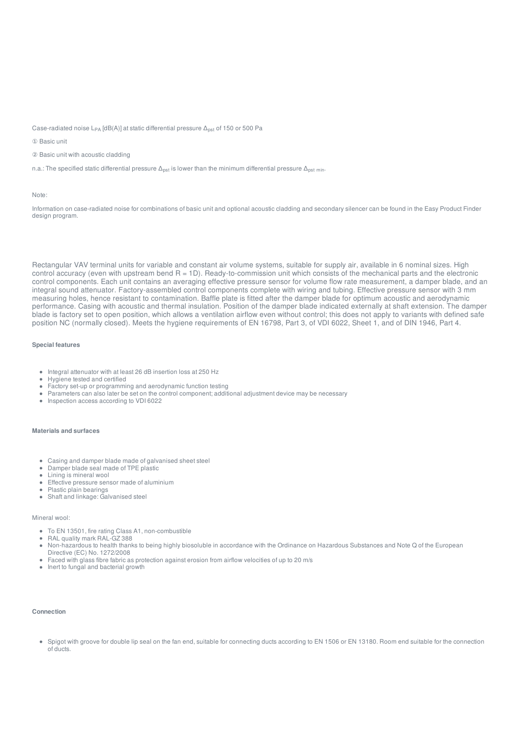Case-radiated noise $L_{PA}$ [dB(A)] at static differential pressure $\Delta_{pst}$ of 150 or 500 Pa

① Basic unit

② Basic unit with acoustic cladding

n.a.: The specified static differential pressure $\Delta_{pst}$ is lower than the minimum differential pressure $\Delta_{pst\ min}$.

Note:

Information on case-radiated noise for combinations of basic unit and optional acoustic cladding and secondary silencer can be found in the Easy Product Finder design program.

Rectangular VAV terminal units for variable and constant air volume systems, suitable for supply air, available in 6 nominal sizes. High control accuracy (even with upstream bend R = 1D). Ready-to-commission unit which consists of the mechanical parts and the electronic control components. Each unit contains an averaging effective pressure sensor for volume flow rate measurement, a damper blade, and an integral sound attenuator. Factory-assembled control components complete with wiring and tubing. Effective pressure sensor with 3 mm measuring holes, hence resistant to contamination. Baffle plate is fitted after the damper blade for optimum acoustic and aerodynamic performance. Casing with acoustic and thermal insulation. Position of the damper blade indicated externally at shaft extension. The damper blade is factory set to open position, which allows a ventilation airflow even without control; this does not apply to variants with defined safe position NC (normally closed). Meets the hygiene requirements of EN 16798, Part 3, of VDI 6022, Sheet 1, and of DIN 1946, Part 4.

**Special features**

- Integral attenuator with at least 26 dB insertion loss at 250 Hz
- Hygiene tested and certified
- Factory set-up or programming and aerodynamic function testing
- Parameters can also later be set on the control component; additional adjustment device may be necessary
- Inspection access according to VDI 6022

**Materials and surfaces**

- Casing and damper blade made of galvanised sheet steel
- Damper blade seal made of TPE plastic
- Lining is mineral wool
- Effective pressure sensor made of aluminium
- Plastic plain bearings
- Shaft and linkage: Galvanised steel

Mineral wool:

- To EN 13501, fire rating Class A1, non-combustible
- RAL quality mark RAL-GZ 388
- Non-hazardous to health thanks to being highly biosoluble in accordance with the Ordinance on Hazardous Substances and Note Q of the European Directive (EC) No. 1272/2008
- Faced with glass fibre fabric as protection against erosion from airflow velocities of up to 20 m/s
- Inert to fungal and bacterial growth

**Connection**

- Spigot with groove for double lip seal on the fan end, suitable for connecting ducts according to EN 1506 or EN 13180. Room end suitable for the connection of ducts.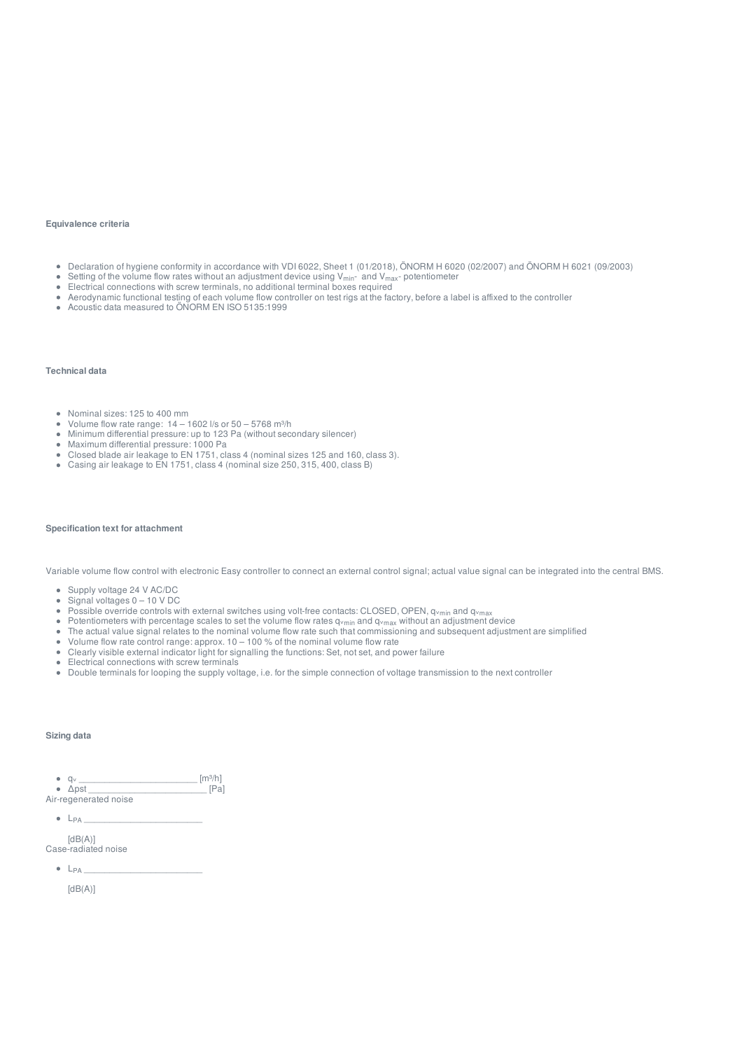### Equivalence criteria

- Declaration of hygiene conformity in accordance with VDI 6022, Sheet 1 (01/2018), ÖNORM H 6020 (02/2007) and ÖNORM H 6021 (09/2003)
- Setting of the volume flow rates without an adjustment device using $V_{min}$- and $V_{max}$- potentiometer
- Electrical connections with screw terminals, no additional terminal boxes required
- Aerodynamic functional testing of each volume flow controller on test rigs at the factory, before a label is affixed to the controller
- Acoustic data measured to ÖNORM EN ISO 5135:1999

### Technical data

- Nominal sizes: 125 to 400 mm
- Volume flow rate range: 14 – 1602 l/s or 50 – 5768 m³/h
- Minimum differential pressure: up to 123 Pa (without secondary silencer)
- Maximum differential pressure: 1000 Pa
- Closed blade air leakage to EN 1751, class 4 (nominal sizes 125 and 160, class 3).
- Casing air leakage to EN 1751, class 4 (nominal size 250, 315, 400, class B)

### Specification text for attachment

Variable volume flow control with electronic Easy controller to connect an external control signal; actual value signal can be integrated into the central BMS.

- Supply voltage 24 V AC/DC
- Signal voltages 0 – 10 V DC
- Possible override controls with external switches using volt-free contacts: CLOSED, OPEN, $q_{vmin}$ and $q_{vmax}$
- Potentiometers with percentage scales to set the volume flow rates $q_{vmin}$ and $q_{vmax}$ without an adjustment device
- The actual value signal relates to the nominal volume flow rate such that commissioning and subsequent adjustment are simplified
- Volume flow rate control range: approx. 10 – 100 % of the nominal volume flow rate
- Clearly visible external indicator light for signalling the functions: Set, not set, and power failure
- Electrical connections with screw terminals
- Double terminals for looping the supply voltage, i.e. for the simple connection of voltage transmission to the next controller

### Sizing data

- $q_v$ ________________________ [m³/h]
- Δpst ________________________ [Pa]

Air-regenerated noise

- $L_{PA}$ ________________________

  [dB(A)]

Case-radiated noise

- $L_{PA}$ ________________________

  [dB(A)]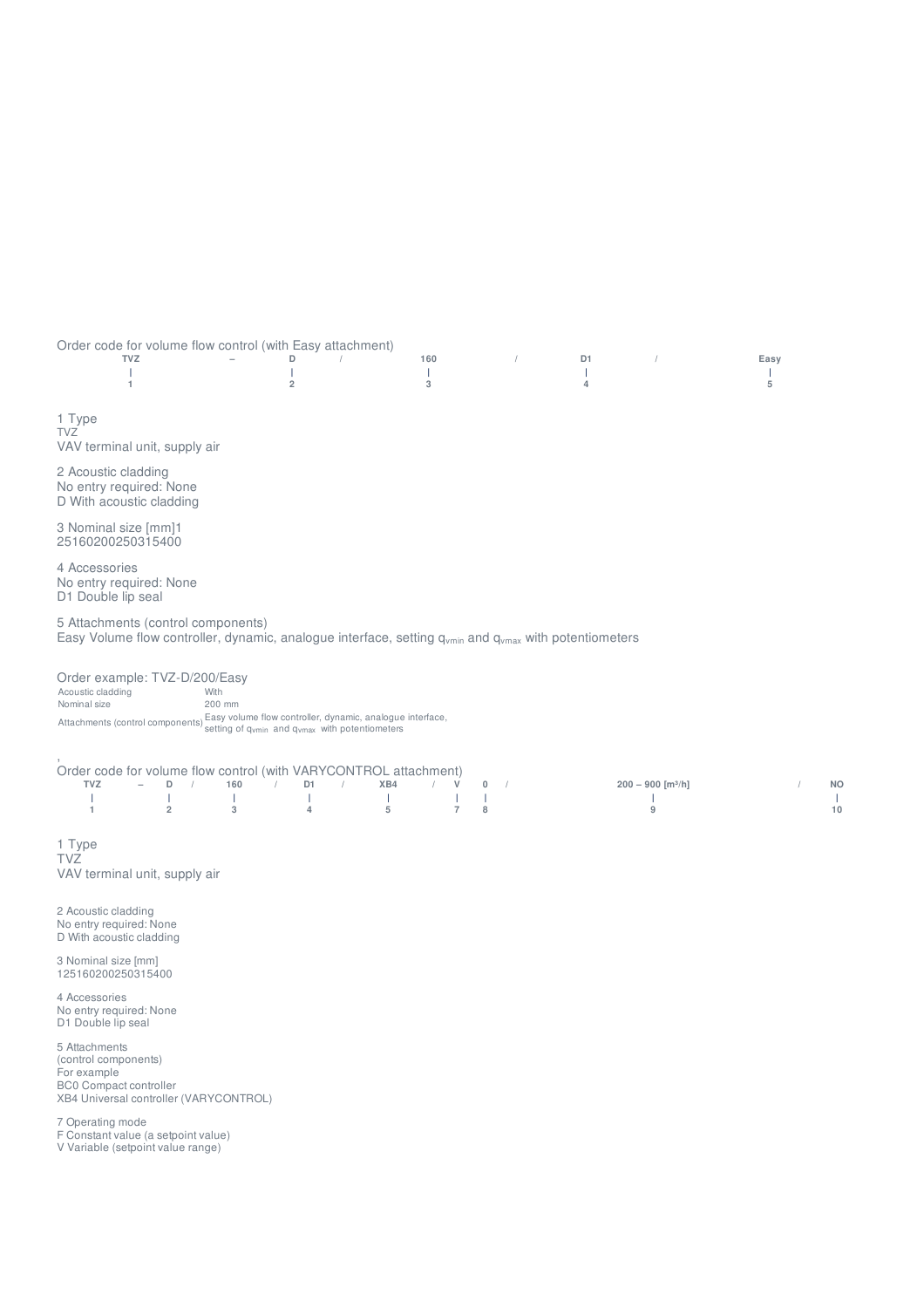Order code for volume flow control (with Easy attachment)

| TVZ | – | D | / | 160 | / | D1 | / | Easy |
|---|---|---|---|---|---|---|---|---|
| 1 | | 2 | | 3 | | 4 | | 5 |

1 Type
TVZ
VAV terminal unit, supply air

2 Acoustic cladding
No entry required: None
D With acoustic cladding

3 Nominal size [mm]1
25160200250315400

4 Accessories
No entry required: None
D1 Double lip seal

5 Attachments (control components)
Easy Volume flow controller, dynamic, analogue interface, setting $q_{vmin}$ and $q_{vmax}$ with potentiometers

Order example: TVZ-D/200/Easy

| | |
|---|---|
| Acoustic cladding | With |
| Nominal size | 200 mm |
| Attachments (control components) | Easy volume flow controller, dynamic, analogue interface, setting of $q_{vmin}$ and $q_{vmax}$ with potentiometers |

,

Order code for volume flow control (with VARYCONTROL attachment)

| TVZ | – | D | / | 160 | / | D1 | / | XB4 | / | V | 0 | / | 200 – 900 [m³/h] | / | NO |
|---|---|---|---|---|---|---|---|---|---|---|---|---|---|---|---|
| 1 | | 2 | | 3 | | 4 | | 5 | | 7 | 8 | | 9 | | 10 |

1 Type
TVZ
VAV terminal unit, supply air

2 Acoustic cladding
No entry required: None
D With acoustic cladding

3 Nominal size [mm]
125160200250315400

4 Accessories
No entry required: None
D1 Double lip seal

5 Attachments
(control components)
For example
BC0 Compact controller
XB4 Universal controller (VARYCONTROL)

7 Operating mode
F Constant value (a setpoint value)
V Variable (setpoint value range)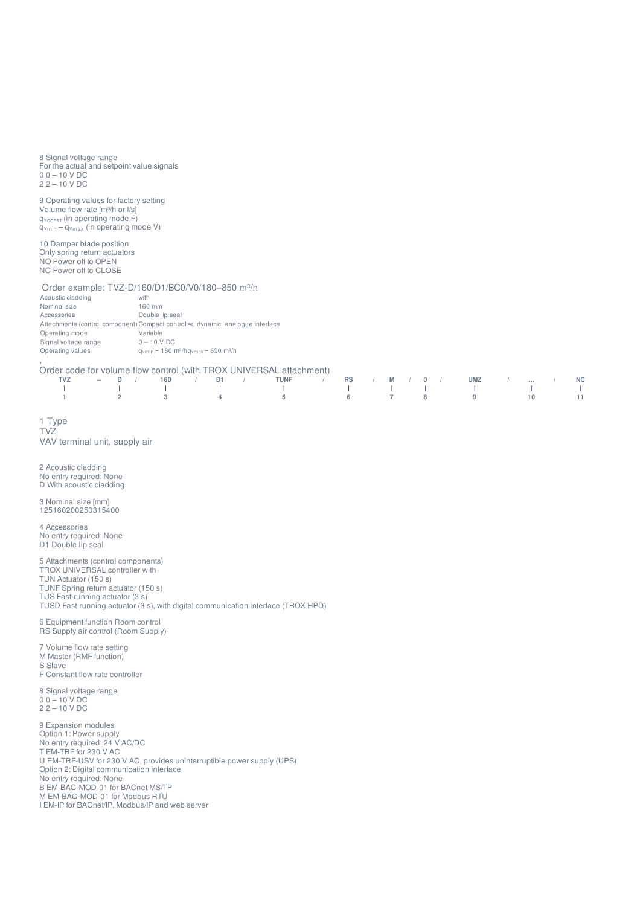8 Signal voltage range
For the actual and setpoint value signals
0 0 – 10 V DC
2 2 – 10 V DC

9 Operating values for factory setting
Volume flow rate [m³/h or l/s]
$q_{vconst}$ (in operating mode F)
$q_{vmin} – q_{vmax}$ (in operating mode V)

10 Damper blade position
Only spring return actuators
NO Power off to OPEN
NC Power off to CLOSE

## Order example: TVZ-D/160/D1/BC0/V0/180–850 m³/h

| | |
|---|---|
| Acoustic cladding | with |
| Nominal size | 160 mm |
| Accessories | Double lip seal |
| Attachments (control component) | Compact controller, dynamic, analogue interface |
| Operating mode | Variable |
| Signal voltage range | 0 – 10 V DC |
| Operating values | $q_{vmin}$ = 180 m³/h$q_{vmax}$ = 850 m³/h |

,

## Order code for volume flow control (with TROX UNIVERSAL attachment)

| TVZ | – | D | / | 160 | / | D1 | / | TUNF | / | RS | / | M | / | 0 | / | UMZ | / | … | / | NC |
|---|---|---|---|---|---|---|---|---|---|---|---|---|---|---|---|---|---|---|---|---|
| \| | | \| | | \| | | \| | | \| | | \| | | \| | | \| | | \| | | \| | | \| |
| 1 | | 2 | | 3 | | 4 | | 5 | | 6 | | 7 | | 8 | | 9 | | 10 | | 11 |

1 Type
TVZ
VAV terminal unit, supply air

2 Acoustic cladding
No entry required: None
D With acoustic cladding

3 Nominal size [mm]
125160200250315400

4 Accessories
No entry required: None
D1 Double lip seal

5 Attachments (control components)
TROX UNIVERSAL controller with
TUN Actuator (150 s)
TUNF Spring return actuator (150 s)
TUS Fast-running actuator (3 s)
TUSD Fast-running actuator (3 s), with digital communication interface (TROX HPD)

6 Equipment function Room control
RS Supply air control (Room Supply)

7 Volume flow rate setting
M Master (RMF function)
S Slave
F Constant flow rate controller

8 Signal voltage range
0 0 – 10 V DC
2 2 – 10 V DC

9 Expansion modules
Option 1: Power supply
No entry required: 24 V AC/DC
T EM-TRF for 230 V AC
U EM-TRF-USV for 230 V AC, provides uninterruptible power supply (UPS)
Option 2: Digital communication interface
No entry required: None
B EM-BAC-MOD-01 for BACnet MS/TP
M EM-BAC-MOD-01 for Modbus RTU
I EM-IP for BACnet/IP, Modbus/IP and web server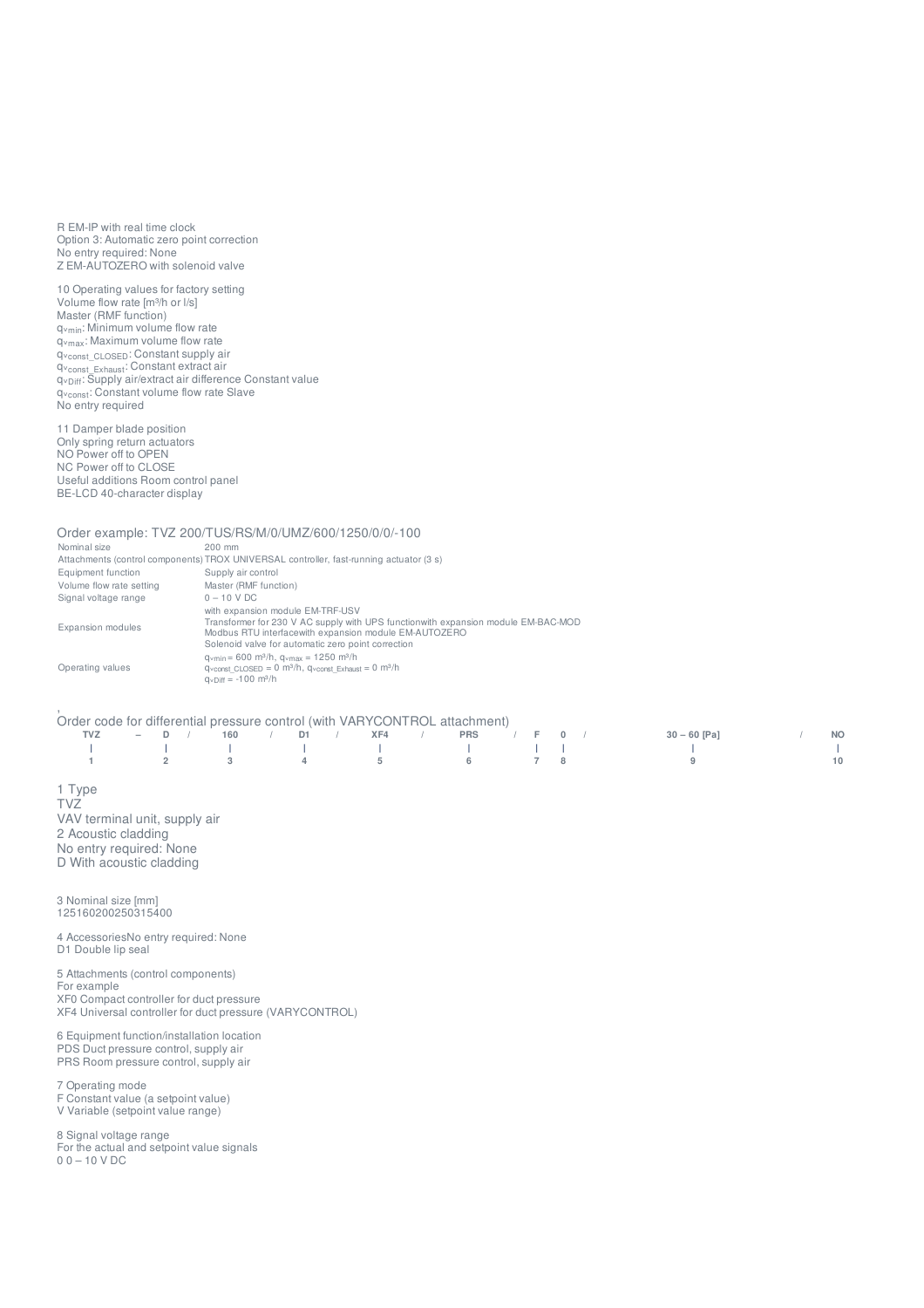R EM-IP with real time clock
Option 3: Automatic zero point correction
No entry required: None
Z EM-AUTOZERO with solenoid valve

10 Operating values for factory setting
Volume flow rate [m³/h or l/s]
Master (RMF function)
$q_{vmin}$: Minimum volume flow rate
$q_{vmax}$: Maximum volume flow rate
$q_{vconst\_CLOSED}$: Constant supply air
$q_{vconst\_Exhaust}$: Constant extract air
$q_{vDiff}$: Supply air/extract air difference Constant value
$q_{vconst}$: Constant volume flow rate Slave
No entry required

11 Damper blade position
Only spring return actuators
NO Power off to OPEN
NC Power off to CLOSE
Useful additions Room control panel
BE-LCD 40-character display

## Order example: TVZ 200/TUS/RS/M/0/UMZ/600/1250/0/0/-100

| | |
|---|---|
| Nominal size | 200 mm |
| Attachments (control components) | TROX UNIVERSAL controller, fast-running actuator (3 s) |
| Equipment function | Supply air control |
| Volume flow rate setting | Master (RMF function) |
| Signal voltage range | 0 – 10 V DC |
| Expansion modules | with expansion module EM-TRF-USV<br>Transformer for 230 V AC supply with UPS functionwith expansion module EM-BAC-MOD<br>Modbus RTU interfacewith expansion module EM-AUTOZERO<br>Solenoid valve for automatic zero point correction |
| Operating values | $q_{vmin}$ = 600 m³/h, $q_{vmax}$ = 1250 m³/h<br>$q_{vconst\_CLOSED}$ = 0 m³/h, $q_{vconst\_Exhaust}$ = 0 m³/h<br>$q_{vDiff}$ = -100 m³/h |

## Order code for differential pressure control (with VARYCONTROL attachment)

| TVZ | – | D | / | 160 | / | D1 | / | XF4 | / | PRS | / | F | 0 | / | 30 – 60 [Pa] | / | NO |
|---|---|---|---|---|---|---|---|---|---|---|---|---|---|---|---|---|---|
| 1 | | 2 | | 3 | | 4 | | 5 | | 6 | | 7 | 8 | | 9 | | 10 |

1 Type
TVZ
VAV terminal unit, supply air
2 Acoustic cladding
No entry required: None
D With acoustic cladding

3 Nominal size [mm]
125160200250315400

4 AccessoriesNo entry required: None
D1 Double lip seal

5 Attachments (control components)
For example
XF0 Compact controller for duct pressure
XF4 Universal controller for duct pressure (VARYCONTROL)

6 Equipment function/installation location
PDS Duct pressure control, supply air
PRS Room pressure control, supply air

7 Operating mode
F Constant value (a setpoint value)
V Variable (setpoint value range)

8 Signal voltage range
For the actual and setpoint value signals
0 0 – 10 V DC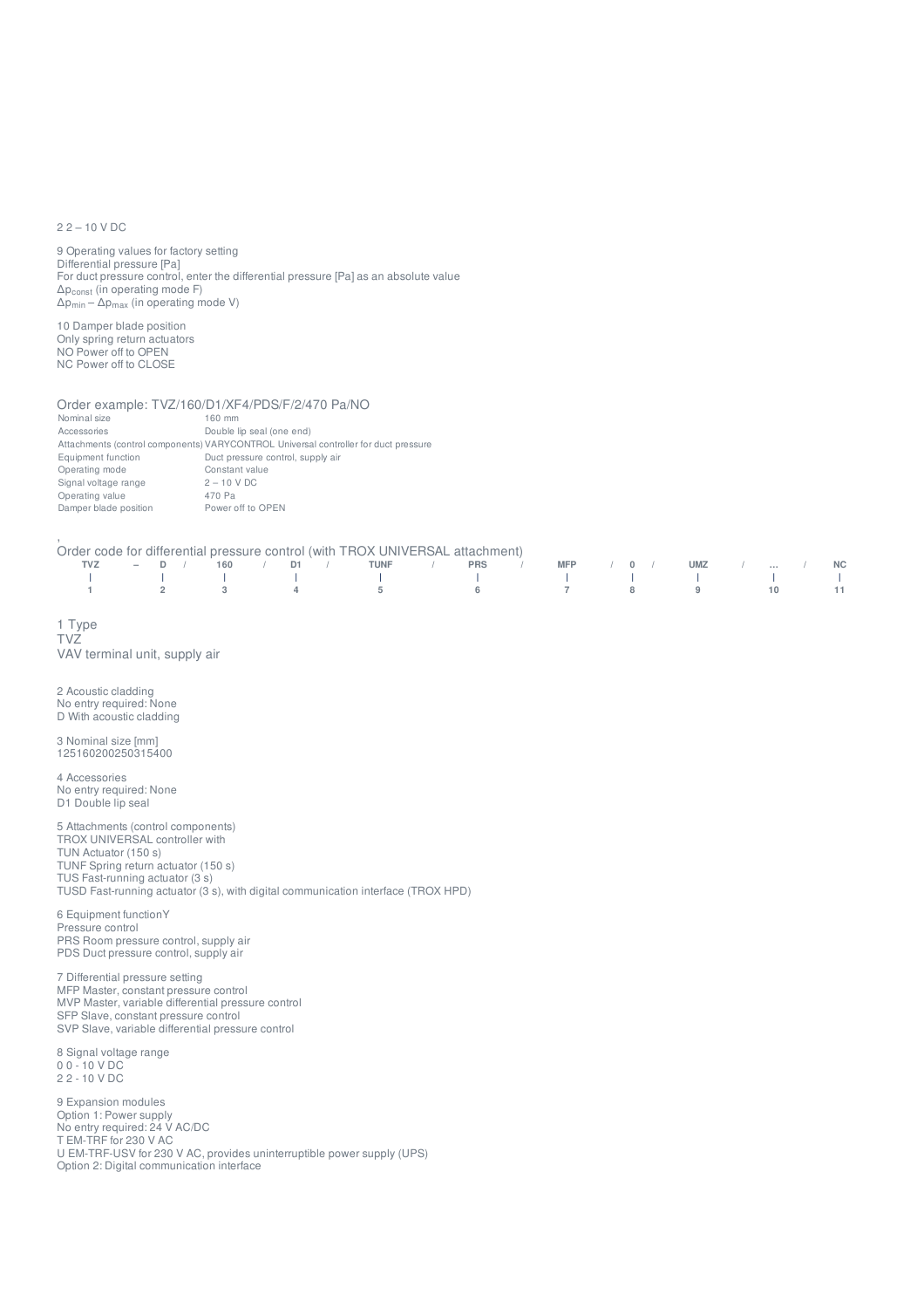2 2 – 10 V DC

9 Operating values for factory setting
Differential pressure [Pa]
For duct pressure control, enter the differential pressure [Pa] as an absolute value
$\Delta p_{const}$ (in operating mode F)
$\Delta p_{min} – \Delta p_{max}$ (in operating mode V)

10 Damper blade position
Only spring return actuators
NO Power off to OPEN
NC Power off to CLOSE

Order example: TVZ/160/D1/XF4/PDS/F/2/470 Pa/NO

| | |
|---|---|
| Nominal size | 160 mm |
| Accessories | Double lip seal (one end) |
| Attachments (control components) | VARYCONTROL Universal controller for duct pressure |
| Equipment function | Duct pressure control, supply air |
| Operating mode | Constant value |
| Signal voltage range | 2 – 10 V DC |
| Operating value | 470 Pa |
| Damper blade position | Power off to OPEN |

,

Order code for differential pressure control (with TROX UNIVERSAL attachment)

| TVZ | – D | / 160 | / D1 | / TUNF | / PRS | / MFP | / 0 | / UMZ | / ... | / NC |
|---|---|---|---|---|---|---|---|---|---|---|
| \| | \| | \| | \| | \| | \| | \| | \| | \| | \| | \| |
| 1 | 2 | 3 | 4 | 5 | 6 | 7 | 8 | 9 | 10 | 11 |

1 Type
TVZ
VAV terminal unit, supply air

2 Acoustic cladding
No entry required: None
D With acoustic cladding

3 Nominal size [mm]
125160200250315400

4 Accessories
No entry required: None
D1 Double lip seal

5 Attachments (control components)
TROX UNIVERSAL controller with
TUN Actuator (150 s)
TUNF Spring return actuator (150 s)
TUS Fast-running actuator (3 s)
TUSD Fast-running actuator (3 s), with digital communication interface (TROX HPD)

6 Equipment functionY
Pressure control
PRS Room pressure control, supply air
PDS Duct pressure control, supply air

7 Differential pressure setting
MFP Master, constant pressure control
MVP Master, variable differential pressure control
SFP Slave, constant pressure control
SVP Slave, variable differential pressure control

8 Signal voltage range
0 0 - 10 V DC
2 2 - 10 V DC

9 Expansion modules
Option 1: Power supply
No entry required: 24 V AC/DC
T EM-TRF for 230 V AC
U EM-TRF-USV for 230 V AC, provides uninterruptible power supply (UPS)
Option 2: Digital communication interface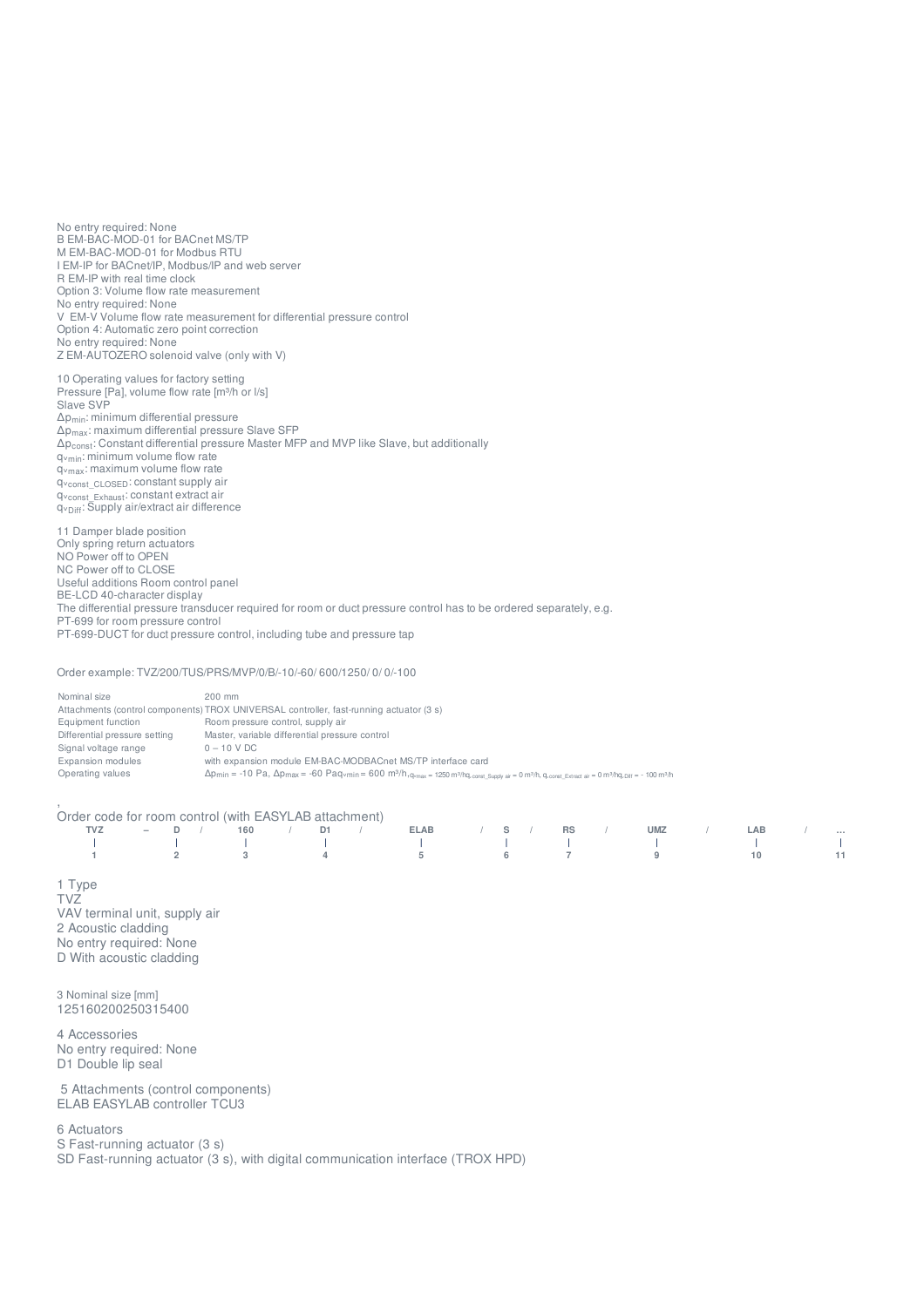No entry required: None
B EM-BAC-MOD-01 for BACnet MS/TP
M EM-BAC-MOD-01 for Modbus RTU
I EM-IP for BACnet/IP, Modbus/IP and web server
R EM-IP with real time clock
Option 3: Volume flow rate measurement
No entry required: None
V EM-V Volume flow rate measurement for differential pressure control
Option 4: Automatic zero point correction
No entry required: None
Z EM-AUTOZERO solenoid valve (only with V)

10 Operating values for factory setting
Pressure [Pa], volume flow rate [m³/h or l/s]
Slave SVP
$\Delta p_{min}$: minimum differential pressure
$\Delta p_{max}$: maximum differential pressure Slave SFP
$\Delta p_{const}$: Constant differential pressure Master MFP and MVP like Slave, but additionally
$q_{vmin}$: minimum volume flow rate
$q_{vmax}$: maximum volume flow rate
$q_{vconst\_CLOSED}$: constant supply air
$q_{vconst\_Exhaust}$: constant extract air
$q_{vDiff}$: Supply air/extract air difference

11 Damper blade position
Only spring return actuators
NO Power off to OPEN
NC Power off to CLOSE
Useful additions Room control panel
BE-LCD 40-character display
The differential pressure transducer required for room or duct pressure control has to be ordered separately, e.g.
PT-699 for room pressure control
PT-699-DUCT for duct pressure control, including tube and pressure tap

Order example: TVZ/200/TUS/PRS/MVP/0/B/-10/-60/ 600/1250/ 0/ 0/-100

| | |
|---|---|
| Nominal size | 200 mm |
| Attachments (control components) | TROX UNIVERSAL controller, fast-running actuator (3 s) |
| Equipment function | Room pressure control, supply air |
| Differential pressure setting | Master, variable differential pressure control |
| Signal voltage range | 0 – 10 V DC |
| Expansion modules | with expansion module EM-BAC-MODBACnet MS/TP interface card |
| Operating values | $\Delta p_{min}$ = -10 Pa, $\Delta p_{max}$ = -60 Pa$q_{vmin}$ = 600 m³/h,$q_{vmax}$ = 1250 m³/h$q_{v,const\_Supply\ air}$ = 0 m³/h, $q_{v,const\_Extract\ air}$ = 0 m³/h$q_{v,Diff}$ = - 100 m³/h |

Order code for room control (with EASYLAB attachment)

| TVZ | – | D | / | 160 | / | D1 | / | ELAB | / | S | / | RS | / | UMZ | / | LAB | / | ... |
|---|---|---|---|---|---|---|---|---|---|---|---|---|---|---|---|---|---|---|
| 1 | | 2 | | 3 | | 4 | | 5 | | 6 | | 7 | | 9 | | 10 | | 11 |

1 Type
TVZ
VAV terminal unit, supply air
2 Acoustic cladding
No entry required: None
D With acoustic cladding

3 Nominal size [mm]
125160200250315400

4 Accessories
No entry required: None
D1 Double lip seal

5 Attachments (control components)
ELAB EASYLAB controller TCU3

6 Actuators
S Fast-running actuator (3 s)
SD Fast-running actuator (3 s), with digital communication interface (TROX HPD)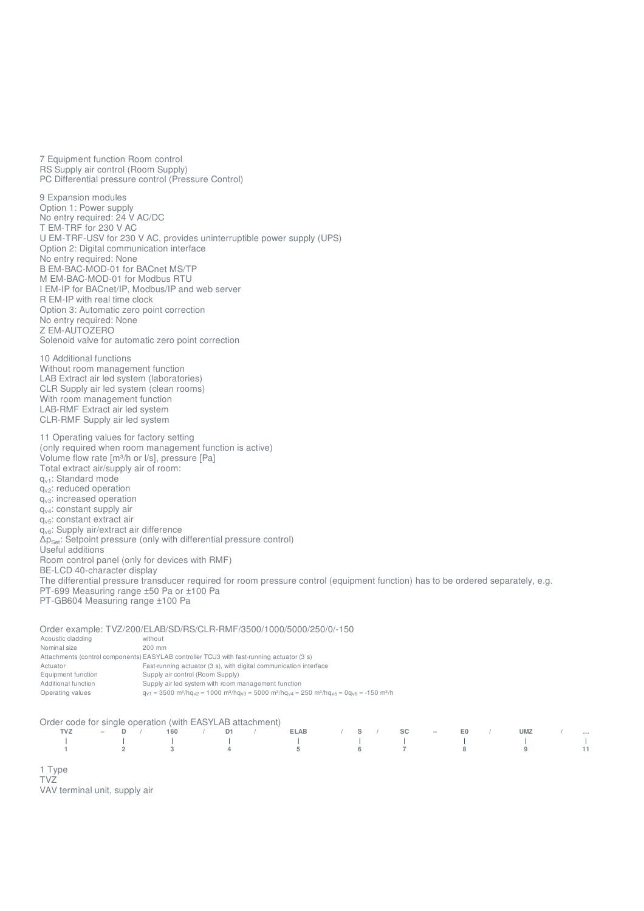7 Equipment function Room control
RS Supply air control (Room Supply)
PC Differential pressure control (Pressure Control)

9 Expansion modules
Option 1: Power supply
No entry required: 24 V AC/DC
T EM-TRF for 230 V AC
U EM-TRF-USV for 230 V AC, provides uninterruptible power supply (UPS)
Option 2: Digital communication interface
No entry required: None
B EM-BAC-MOD-01 for BACnet MS/TP
M EM-BAC-MOD-01 for Modbus RTU
I EM-IP for BACnet/IP, Modbus/IP and web server
R EM-IP with real time clock
Option 3: Automatic zero point correction
No entry required: None
Z EM-AUTOZERO
Solenoid valve for automatic zero point correction

10 Additional functions
Without room management function
LAB Extract air led system (laboratories)
CLR Supply air led system (clean rooms)
With room management function
LAB-RMF Extract air led system
CLR-RMF Supply air led system

11 Operating values for factory setting
(only required when room management function is active)
Volume flow rate [m³/h or l/s], pressure [Pa]
Total extract air/supply air of room:
$q_{v1}$: Standard mode
$q_{v2}$: reduced operation
$q_{v3}$: increased operation
$q_{v4}$: constant supply air
$q_{v5}$: constant extract air
$q_{v6}$: Supply air/extract air difference
$\Delta p_{Set}$: Setpoint pressure (only with differential pressure control)
Useful additions
Room control panel (only for devices with RMF)
BE-LCD 40-character display
The differential pressure transducer required for room pressure control (equipment function) has to be ordered separately, e.g.
PT-699 Measuring range ±50 Pa or ±100 Pa
PT-GB604 Measuring range ±100 Pa

Order example: TVZ/200/ELAB/SD/RS/CLR-RMF/3500/1000/5000/250/0/-150

| | |
|---|---|
| Acoustic cladding | without |
| Nominal size | 200 mm |
| Attachments (control components) | EASYLAB controller TCU3 with fast-running actuator (3 s) |
| Actuator | Fast-running actuator (3 s), with digital communication interface |
| Equipment function | Supply air control (Room Supply) |
| Additional function | Supply air led system with room management function |
| Operating values | $q_{v1}$ = 3500 m³/h$q_{v2}$ = 1000 m³/h$q_{v3}$ = 5000 m³/h$q_{v4}$ = 250 m³/h$q_{v5}$ = 0$q_{v6}$ = -150 m³/h |

Order code for single operation (with EASYLAB attachment)

```
TVZ  –  D  /  160  /  D1  /  ELAB  /  S  /  SC  –  E0  /  UMZ  /  ...
 |      |      |       |       |        |     |       |      |         |
 1      2      3       4       5        6     7       8      9         11
```

1 Type
TVZ
VAV terminal unit, supply air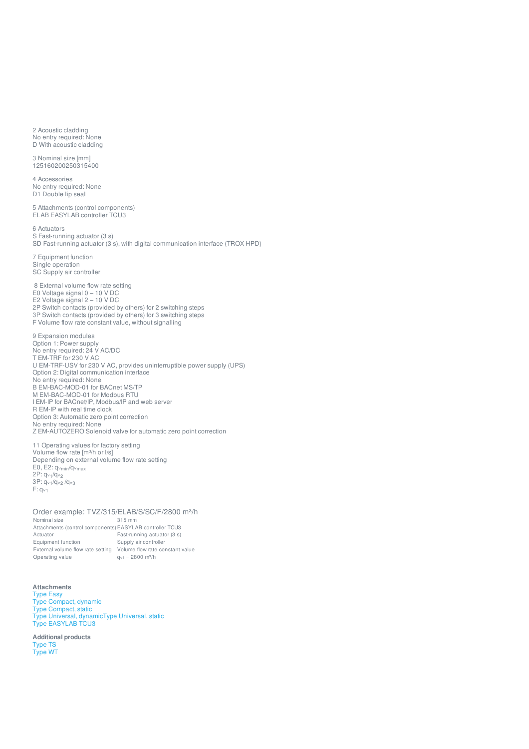2 Acoustic cladding
No entry required: None
D With acoustic cladding

3 Nominal size [mm]
125160200250315400

4 Accessories
No entry required: None
D1 Double lip seal

5 Attachments (control components)
ELAB EASYLAB controller TCU3

6 Actuators
S Fast-running actuator (3 s)
SD Fast-running actuator (3 s), with digital communication interface (TROX HPD)

7 Equipment function
Single operation
SC Supply air controller

8 External volume flow rate setting
E0 Voltage signal 0 – 10 V DC
E2 Voltage signal 2 – 10 V DC
2P Switch contacts (provided by others) for 2 switching steps
3P Switch contacts (provided by others) for 3 switching steps
F Volume flow rate constant value, without signalling

9 Expansion modules
Option 1: Power supply
No entry required: 24 V AC/DC
T EM-TRF for 230 V AC
U EM-TRF-USV for 230 V AC, provides uninterruptible power supply (UPS)
Option 2: Digital communication interface
No entry required: None
B EM-BAC-MOD-01 for BACnet MS/TP
M EM-BAC-MOD-01 for Modbus RTU
I EM-IP for BACnet/IP, Modbus/IP and web server
R EM-IP with real time clock
Option 3: Automatic zero point correction
No entry required: None
Z EM-AUTOZERO Solenoid valve for automatic zero point correction

11 Operating values for factory setting
Volume flow rate [m³/h or l/s]
Depending on external volume flow rate setting
E0, E2: $q_{vmin}/q_{vmax}$
2P: $q_{v1}/q_{v2}$
3P: $q_{v1}/q_{v2}/q_{v3}$
F: $q_{v1}$

## Order example: TVZ/315/ELAB/S/SC/F/2800 m³/h

| | |
|---|---|
| Nominal size | 315 mm |
| Attachments (control components) | EASYLAB controller TCU3 |
| Actuator | Fast-running actuator (3 s) |
| Equipment function | Supply air controller |
| External volume flow rate setting | Volume flow rate constant value |
| Operating value | $q_{v1}$ = 2800 m³/h |

**Attachments**
Type Easy
Type Compact, dynamic
Type Compact, static
Type Universal, dynamicType Universal, static
Type EASYLAB TCU3

**Additional products**
Type TS
Type WT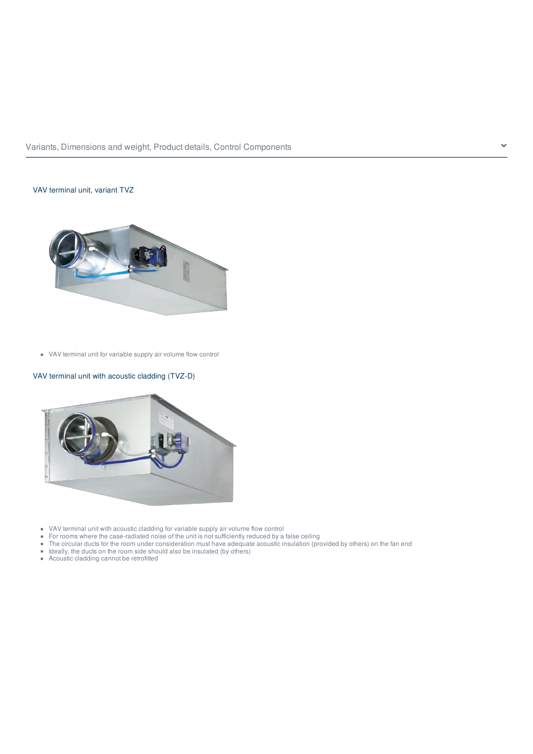## Variants, Dimensions and weight, Product details, Control Components

### VAV terminal unit, variant TVZ

- VAV terminal unit for variable supply air volume flow control

### VAV terminal unit with acoustic cladding (TVZ-D)

- VAV terminal unit with acoustic cladding for variable supply air volume flow control
- For rooms where the case-radiated noise of the unit is not sufficiently reduced by a false ceiling
- The circular ducts for the room under consideration must have adequate acoustic insulation (provided by others) on the fan end
- Ideally, the ducts on the room side should also be insulated (by others)
- Acoustic cladding cannot be retrofitted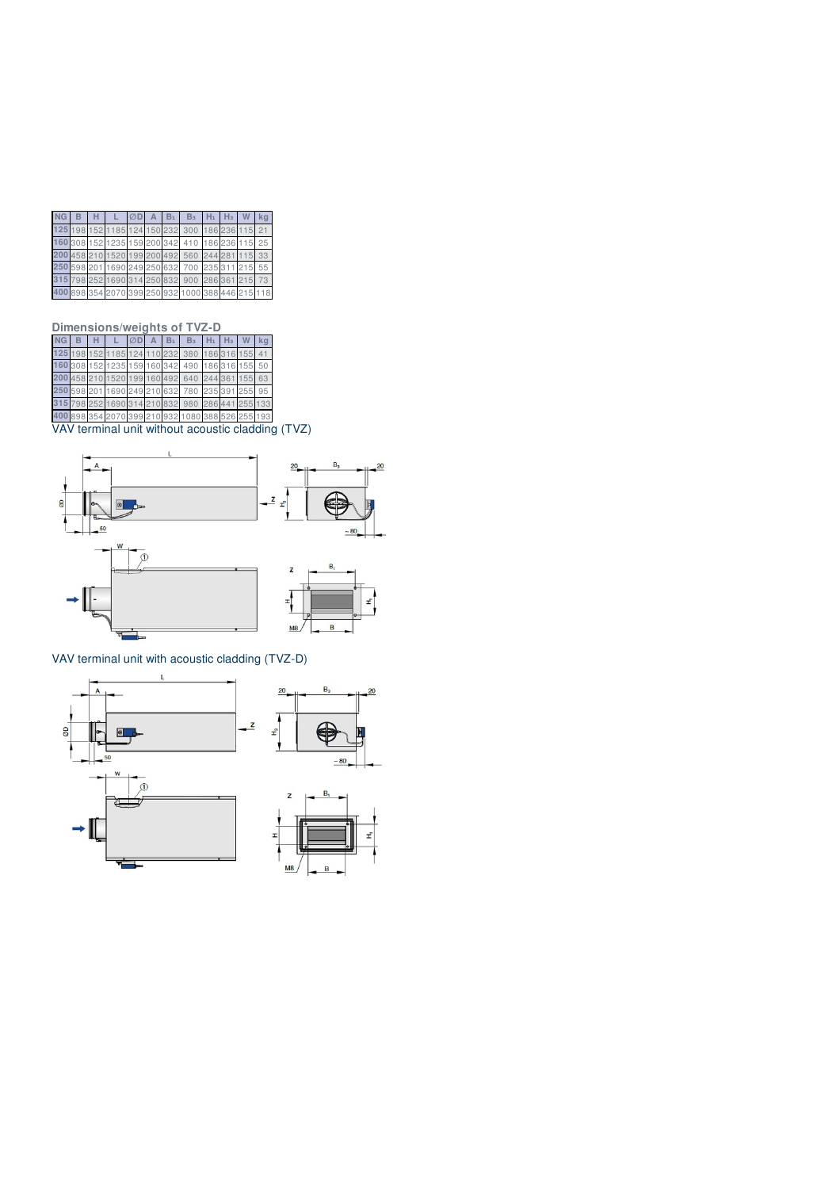| NG | B | H | L | ∅D | A | $B_1$ | $B_3$ | $H_1$ | $H_3$ | W | kg |
|---|---|---|---|---|---|---|---|---|---|---|---|
| 125 | 198 | 152 | 1185 | 124 | 150 | 232 | 300 | 186 | 236 | 115 | 21 |
| 160 | 308 | 152 | 1235 | 159 | 200 | 342 | 410 | 186 | 236 | 115 | 25 |
| 200 | 458 | 210 | 1520 | 199 | 200 | 492 | 560 | 244 | 281 | 115 | 33 |
| 250 | 598 | 201 | 1690 | 249 | 250 | 632 | 700 | 235 | 311 | 215 | 55 |
| 315 | 798 | 252 | 1690 | 314 | 250 | 832 | 900 | 286 | 361 | 215 | 73 |
| 400 | 898 | 354 | 2070 | 399 | 250 | 932 | 1000 | 388 | 446 | 215 | 118 |

## Dimensions/weights of TVZ-D

| NG | B | H | L | ∅D | A | $B_1$ | $B_3$ | $H_1$ | $H_3$ | W | kg |
|---|---|---|---|---|---|---|---|---|---|---|---|
| 125 | 198 | 152 | 1185 | 124 | 110 | 232 | 380 | 186 | 316 | 155 | 41 |
| 160 | 308 | 152 | 1235 | 159 | 160 | 342 | 490 | 186 | 316 | 155 | 50 |
| 200 | 458 | 210 | 1520 | 199 | 160 | 492 | 640 | 244 | 361 | 155 | 63 |
| 250 | 598 | 201 | 1690 | 249 | 210 | 632 | 780 | 235 | 391 | 255 | 95 |
| 315 | 798 | 252 | 1690 | 314 | 210 | 832 | 980 | 286 | 441 | 255 | 133 |
| 400 | 898 | 354 | 2070 | 399 | 210 | 932 | 1080 | 388 | 526 | 255 | 193 |

VAV terminal unit without acoustic cladding (TVZ)

VAV terminal unit with acoustic cladding (TVZ-D)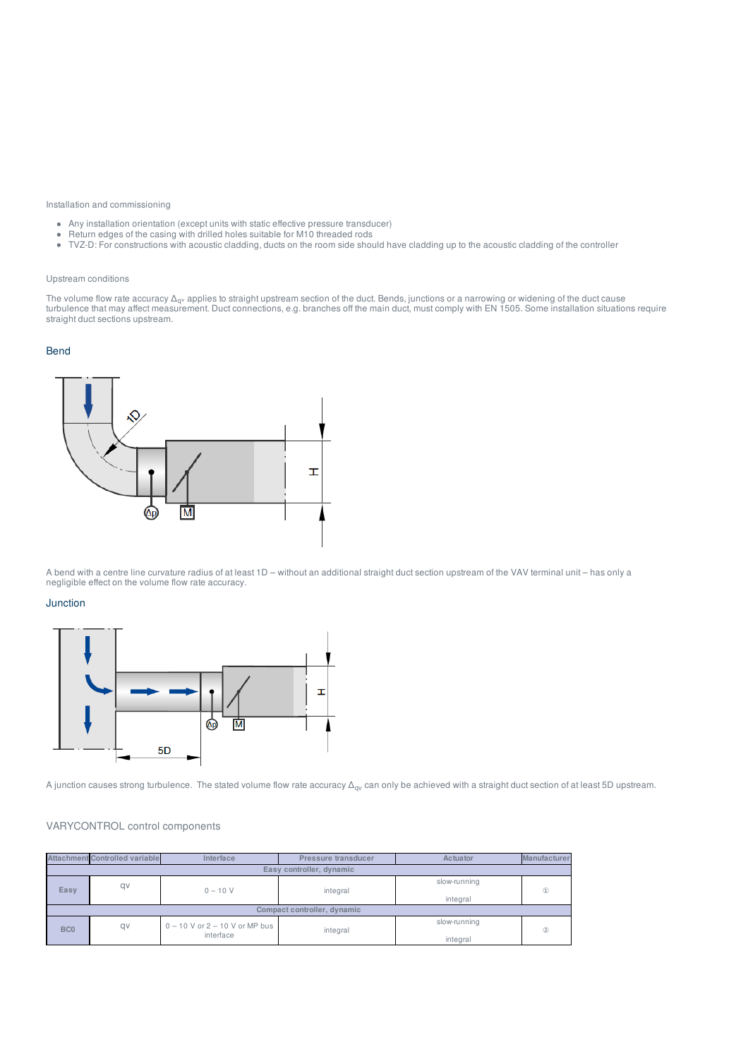## Installation and commissioning

- Any installation orientation (except units with static effective pressure transducer)
- Return edges of the casing with drilled holes suitable for M10 threaded rods
- TVZ-D: For constructions with acoustic cladding, ducts on the room side should have cladding up to the acoustic cladding of the controller

## Upstream conditions

The volume flow rate accuracy $\Delta_{qv}$ applies to straight upstream section of the duct. Bends, junctions or a narrowing or widening of the duct cause turbulence that may affect measurement. Duct connections, e.g. branches off the main duct, must comply with EN 1505. Some installation situations require straight duct sections upstream.

### Bend

A bend with a centre line curvature radius of at least 1D – without an additional straight duct section upstream of the VAV terminal unit – has only a negligible effect on the volume flow rate accuracy.

### Junction

A junction causes strong turbulence. The stated volume flow rate accuracy $\Delta_{qv}$ can only be achieved with a straight duct section of at least 5D upstream.

## VARYCONTROL control components

| Attachment | Controlled variable | Interface | Pressure transducer | Actuator | Manufacturer |
|---|---|---|---|---|---|
| Easy controller, dynamic | | | | | |
| Easy | qv | 0 – 10 V | integral | slow-running integral | ① |
| Compact controller, dynamic | | | | | |
| BC0 | qv | 0 – 10 V or 2 – 10 V or MP bus interface | integral | slow-running integral | ② |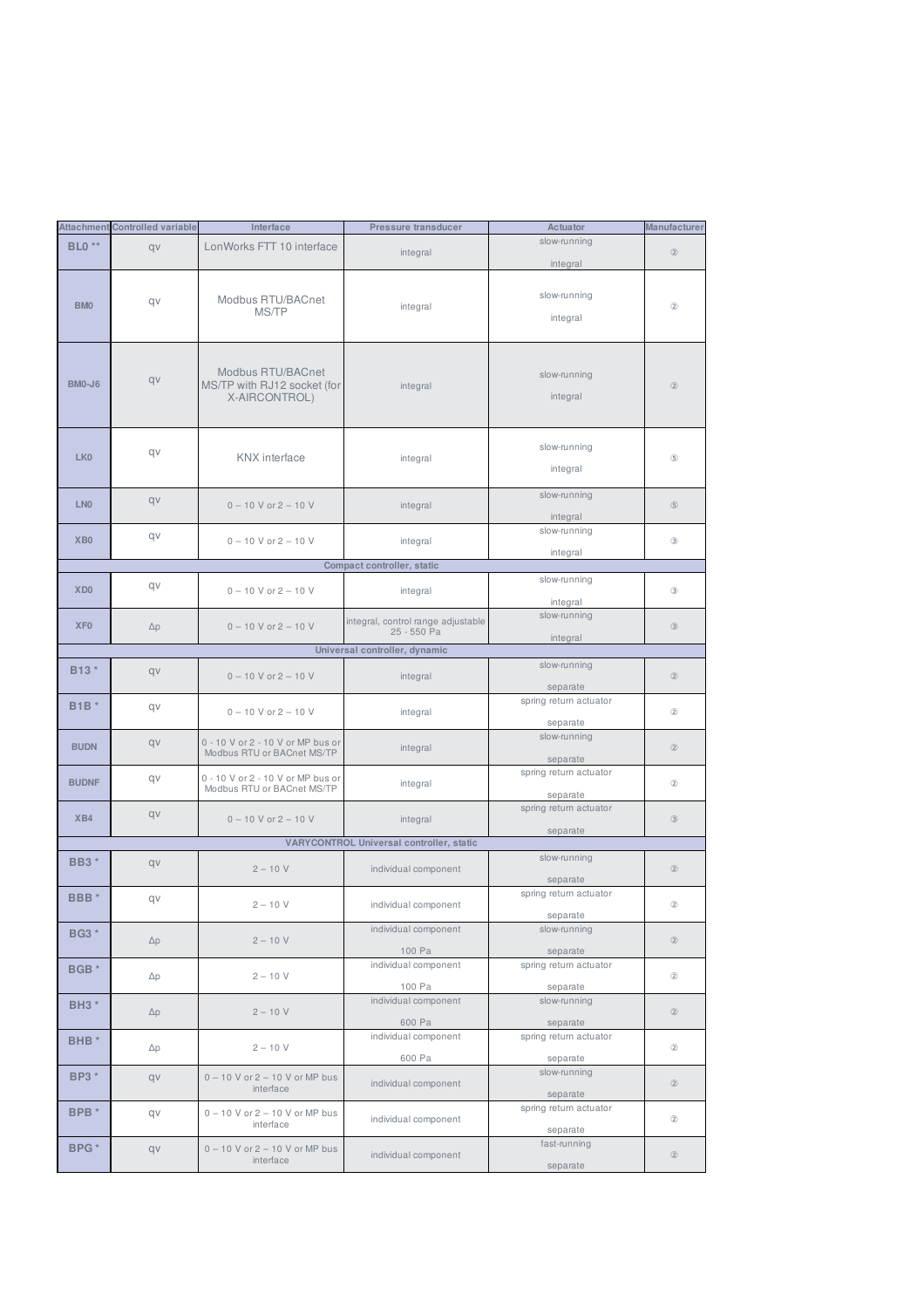| Attachment | Controlled variable | Interface | Pressure transducer | Actuator | Manufacturer |
|---|---|---|---|---|---|
| BL0 ** | qv | LonWorks FTT 10 interface | integral | slow-running integral | ② |
| BM0 | qv | Modbus RTU/BACnet MS/TP | integral | slow-running integral | ② |
| BM0-J6 | qv | Modbus RTU/BACnet MS/TP with RJ12 socket (for X-AIRCONTROL) | integral | slow-running integral | ② |
| LK0 | qv | KNX interface | integral | slow-running integral | ⑤ |
| LN0 | qv | 0 – 10 V or 2 – 10 V | integral | slow-running integral | ⑤ |
| XB0 | qv | 0 – 10 V or 2 – 10 V | integral | slow-running integral | ③ |
| **Compact controller, static** | | | | | |
| XD0 | qv | 0 – 10 V or 2 – 10 V | integral | slow-running integral | ③ |
| XF0 | Δp | 0 – 10 V or 2 – 10 V | integral, control range adjustable 25 - 550 Pa | slow-running integral | ③ |
| **Universal controller, dynamic** | | | | | |
| B13 * | qv | 0 – 10 V or 2 – 10 V | integral | slow-running separate | ② |
| B1B * | qv | 0 – 10 V or 2 – 10 V | integral | spring return actuator separate | ② |
| BUDN | qv | 0 - 10 V or 2 - 10 V or MP bus or Modbus RTU or BACnet MS/TP | integral | slow-running separate | ② |
| BUDNF | qv | 0 - 10 V or 2 - 10 V or MP bus or Modbus RTU or BACnet MS/TP | integral | spring return actuator separate | ② |
| XB4 | qv | 0 – 10 V or 2 – 10 V | integral | spring return actuator separate | ③ |
| **VARYCONTROL Universal controller, static** | | | | | |
| BB3 * | qv | 2 – 10 V | individual component | slow-running separate | ② |
| BBB * | qv | 2 – 10 V | individual component | spring return actuator separate | ② |
| BG3 * | Δp | 2 – 10 V | individual component 100 Pa | slow-running separate | ② |
| BGB * | Δp | 2 – 10 V | individual component 100 Pa | spring return actuator separate | ② |
| BH3 * | Δp | 2 – 10 V | individual component 600 Pa | slow-running separate | ② |
| BHB * | Δp | 2 – 10 V | individual component 600 Pa | spring return actuator separate | ② |
| BP3 * | qv | 0 – 10 V or 2 – 10 V or MP bus interface | individual component | slow-running separate | ② |
| BPB * | qv | 0 – 10 V or 2 – 10 V or MP bus interface | individual component | spring return actuator separate | ② |
| BPG * | qv | 0 – 10 V or 2 – 10 V or MP bus interface | individual component | fast-running separate | ② |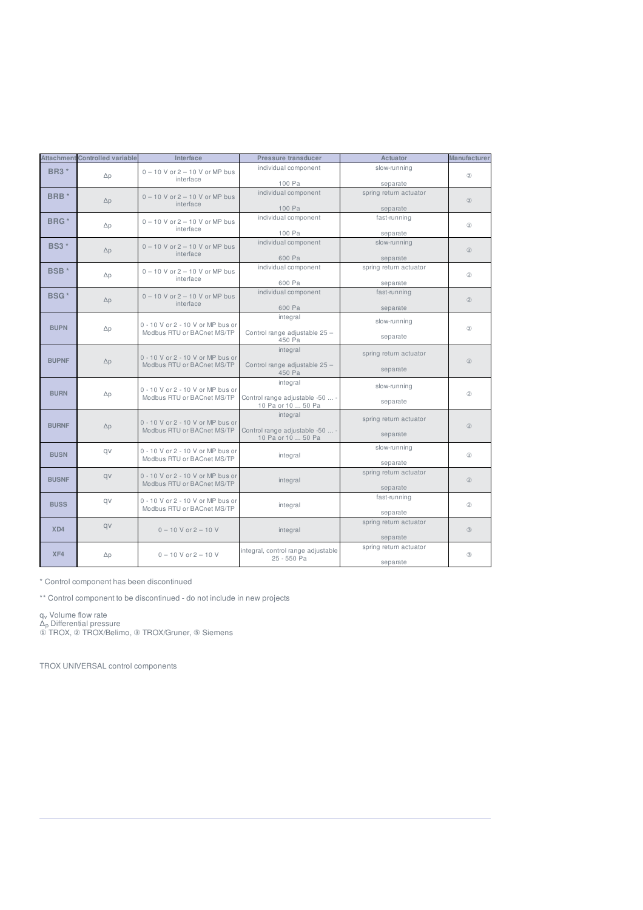| Attachment | Controlled variable | Interface | Pressure transducer | Actuator | Manufacturer |
|---|---|---|---|---|---|
| BR3 * | Δp | 0 – 10 V or 2 – 10 V or MP bus interface | individual component<br>100 Pa | slow-running<br>separate | ② |
| BRB * | Δp | 0 – 10 V or 2 – 10 V or MP bus interface | individual component<br>100 Pa | spring return actuator<br>separate | ② |
| BRG * | Δp | 0 – 10 V or 2 – 10 V or MP bus interface | individual component<br>100 Pa | fast-running<br>separate | ② |
| BS3 * | Δp | 0 – 10 V or 2 – 10 V or MP bus interface | individual component<br>600 Pa | slow-running<br>separate | ② |
| BSB * | Δp | 0 – 10 V or 2 – 10 V or MP bus interface | individual component<br>600 Pa | spring return actuator<br>separate | ② |
| BSG * | Δp | 0 – 10 V or 2 – 10 V or MP bus interface | individual component<br>600 Pa | fast-running<br>separate | ② |
| BUPN | Δp | 0 - 10 V or 2 - 10 V or MP bus or Modbus RTU or BACnet MS/TP | integral<br>Control range adjustable 25 – 450 Pa | slow-running<br>separate | ② |
| BUPNF | Δp | 0 - 10 V or 2 - 10 V or MP bus or Modbus RTU or BACnet MS/TP | integral<br>Control range adjustable 25 – 450 Pa | spring return actuator<br>separate | ② |
| BURN | Δp | 0 - 10 V or 2 - 10 V or MP bus or Modbus RTU or BACnet MS/TP | integral<br>Control range adjustable -50 ... -10 Pa or 10 ... 50 Pa | slow-running<br>separate | ② |
| BURNF | Δp | 0 - 10 V or 2 - 10 V or MP bus or Modbus RTU or BACnet MS/TP | integral<br>Control range adjustable -50 ... -10 Pa or 10 ... 50 Pa | spring return actuator<br>separate | ② |
| BUSN | qv | 0 - 10 V or 2 - 10 V or MP bus or Modbus RTU or BACnet MS/TP | integral | slow-running<br>separate | ② |
| BUSNF | qv | 0 - 10 V or 2 - 10 V or MP bus or Modbus RTU or BACnet MS/TP | integral | spring return actuator<br>separate | ② |
| BUSS | qv | 0 - 10 V or 2 - 10 V or MP bus or Modbus RTU or BACnet MS/TP | integral | fast-running<br>separate | ② |
| XD4 | qv | 0 – 10 V or 2 – 10 V | integral | spring return actuator<br>separate | ③ |
| XF4 | Δp | 0 – 10 V or 2 – 10 V | integral, control range adjustable 25 - 550 Pa | spring return actuator<br>separate | ③ |

\* Control component has been discontinued

\*\* Control component to be discontinued - do not include in new projects

$q_v$ Volume flow rate
$\Delta_p$ Differential pressure
① TROX, ② TROX/Belimo, ③ TROX/Gruner, ⑤ Siemens

TROX UNIVERSAL control components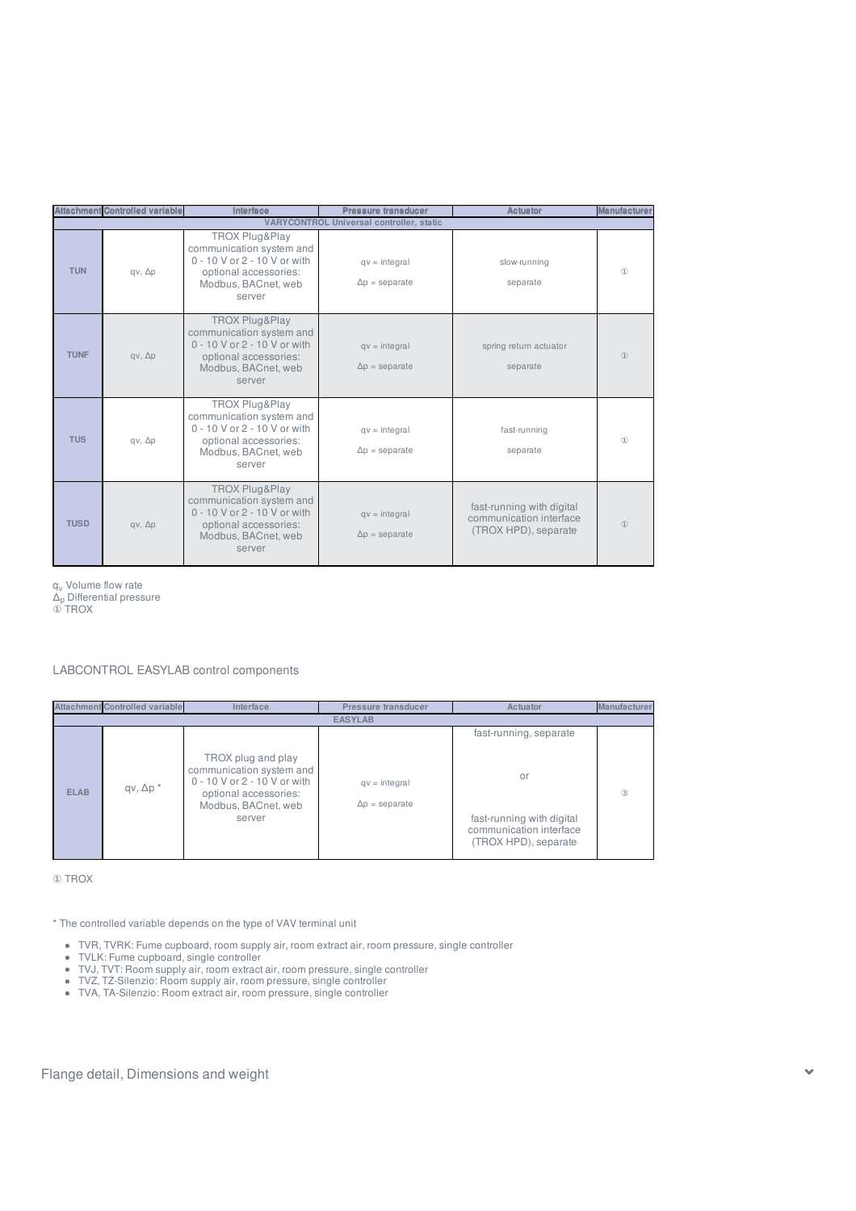| Attachment | Controlled variable | Interface | Pressure transducer | Actuator | Manufacturer |
|---|---|---|---|---|---|
| VARYCONTROL Universal controller, static | | | | | |
| TUN | qv, Δp | TROX Plug&Play communication system and 0 - 10 V or 2 - 10 V or with optional accessories: Modbus, BACnet, web server | qv = integral Δp = separate | slow-running separate | ① |
| TUNF | qv, Δp | TROX Plug&Play communication system and 0 - 10 V or 2 - 10 V or with optional accessories: Modbus, BACnet, web server | qv = integral Δp = separate | spring return actuator separate | ① |
| TUS | qv, Δp | TROX Plug&Play communication system and 0 - 10 V or 2 - 10 V or with optional accessories: Modbus, BACnet, web server | qv = integral Δp = separate | fast-running separate | ① |
| TUSD | qv, Δp | TROX Plug&Play communication system and 0 - 10 V or 2 - 10 V or with optional accessories: Modbus, BACnet, web server | qv = integral Δp = separate | fast-running with digital communication interface (TROX HPD), separate | ① |

$q_v$ Volume flow rate
$\Delta_p$ Differential pressure
① TROX

LABCONTROL EASYLAB control components

| Attachment | Controlled variable | Interface | Pressure transducer | Actuator | Manufacturer |
|---|---|---|---|---|---|
| EASYLAB | | | | | |
| ELAB | qv, Δp * | TROX plug and play communication system and 0 - 10 V or 2 - 10 V or with optional accessories: Modbus, BACnet, web server | qv = integral Δp = separate | fast-running, separate or fast-running with digital communication interface (TROX HPD), separate | ③ |

① TROX

* The controlled variable depends on the type of VAV terminal unit

- TVR, TVRK: Fume cupboard, room supply air, room extract air, room pressure, single controller
- TVLK: Fume cupboard, single controller
- TVJ, TVT: Room supply air, room extract air, room pressure, single controller
- TVZ, TZ-Silenzio: Room supply air, room pressure, single controller
- TVA, TA-Silenzio: Room extract air, room pressure, single controller

Flange detail, Dimensions and weight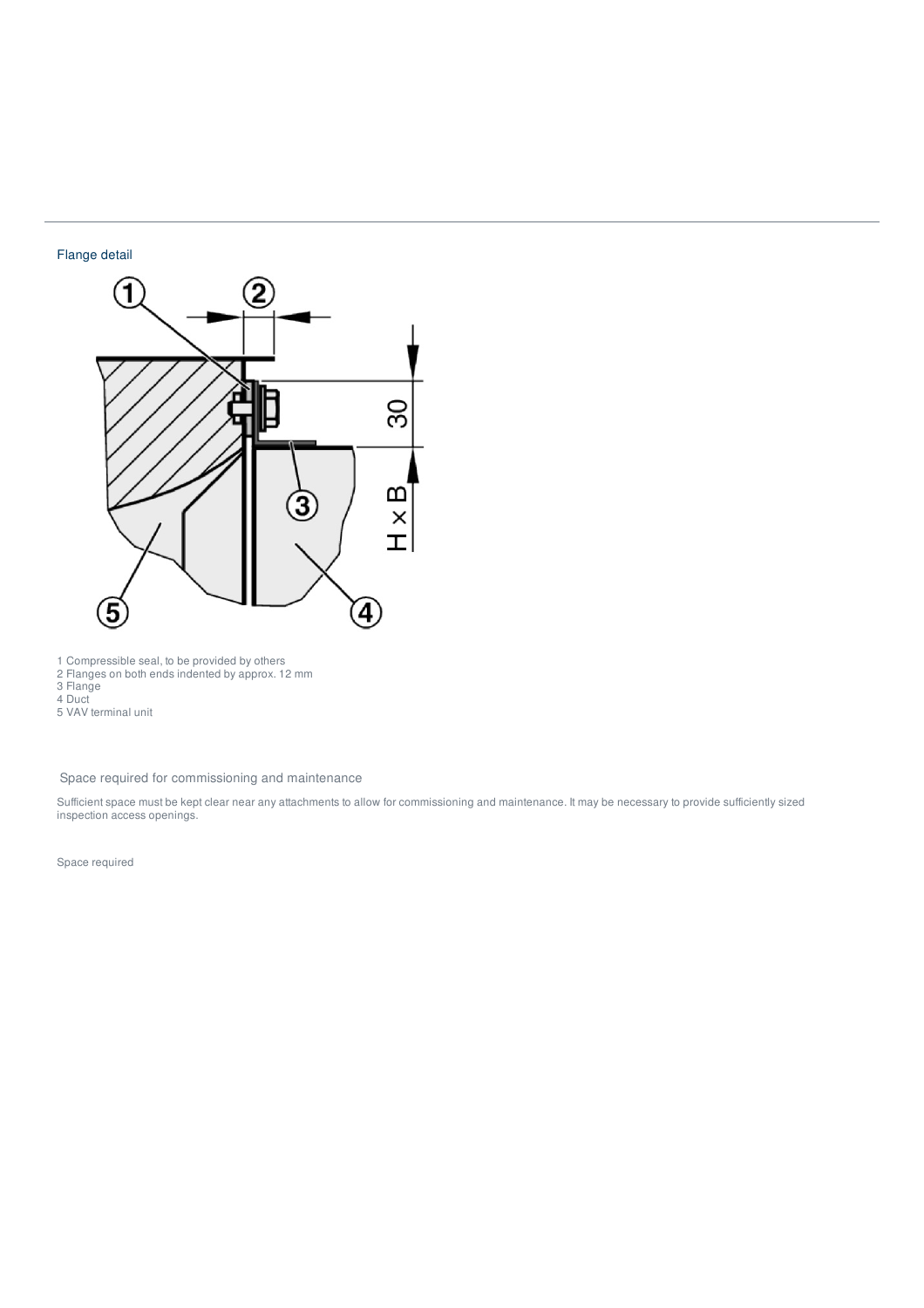Flange detail

1 Compressible seal, to be provided by others
2 Flanges on both ends indented by approx. 12 mm
3 Flange
4 Duct
5 VAV terminal unit

## Space required for commissioning and maintenance

Sufficient space must be kept clear near any attachments to allow for commissioning and maintenance. It may be necessary to provide sufficiently sized inspection access openings.

Space required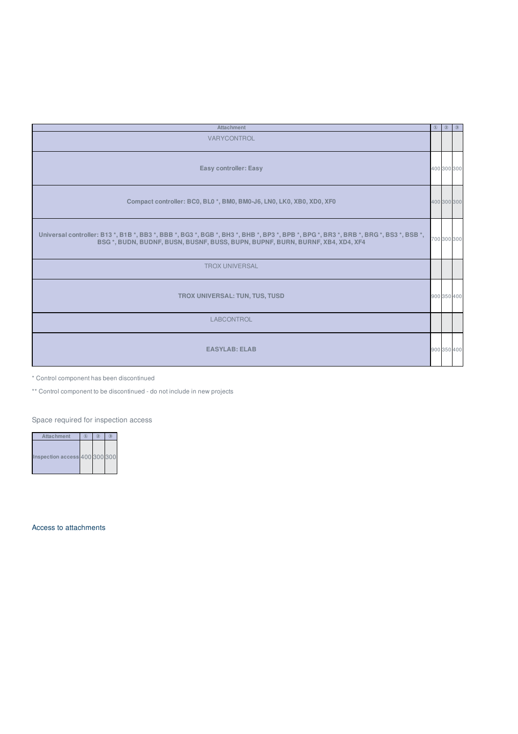| Attachment | ① | ② | ③ |
|---|---|---|---|
| VARYCONTROL | | | |
| **Easy controller: Easy** | 400 | 300 | 300 |
| **Compact controller: BC0, BL0 *, BM0, BM0-J6, LN0, LK0, XB0, XD0, XF0** | 400 | 300 | 300 |
| **Universal controller: B13 *, B1B *, BB3 *, BBB *, BG3 *, BGB *, BH3 *, BHB *, BP3 *, BPB *, BPG *, BR3 *, BRB *, BRG *, BS3 *, BSB *, BSG *, BUDN, BUDNF, BUSN, BUSNF, BUSS, BUPN, BUPNF, BURN, BURNF, XB4, XD4, XF4** | 700 | 300 | 300 |
| TROX UNIVERSAL | | | |
| **TROX UNIVERSAL: TUN, TUS, TUSD** | 900 | 350 | 400 |
| LABCONTROL | | | |
| **EASYLAB: ELAB** | 900 | 350 | 400 |

* Control component has been discontinued

** Control component to be discontinued - do not include in new projects

Space required for inspection access

| Attachment | ① | ② | ③ |
|---|---|---|---|
| **Inspection access** | 400 | 300 | 300 |

Access to attachments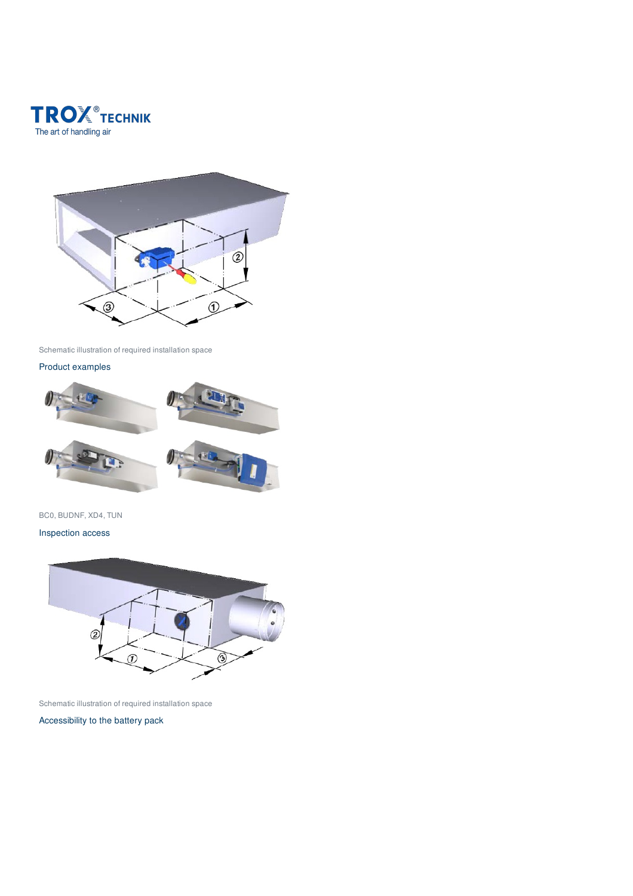Schematic illustration of required installation space

Product examples

BC0, BUDNF, XD4, TUN

Inspection access

Schematic illustration of required installation space

Accessibility to the battery pack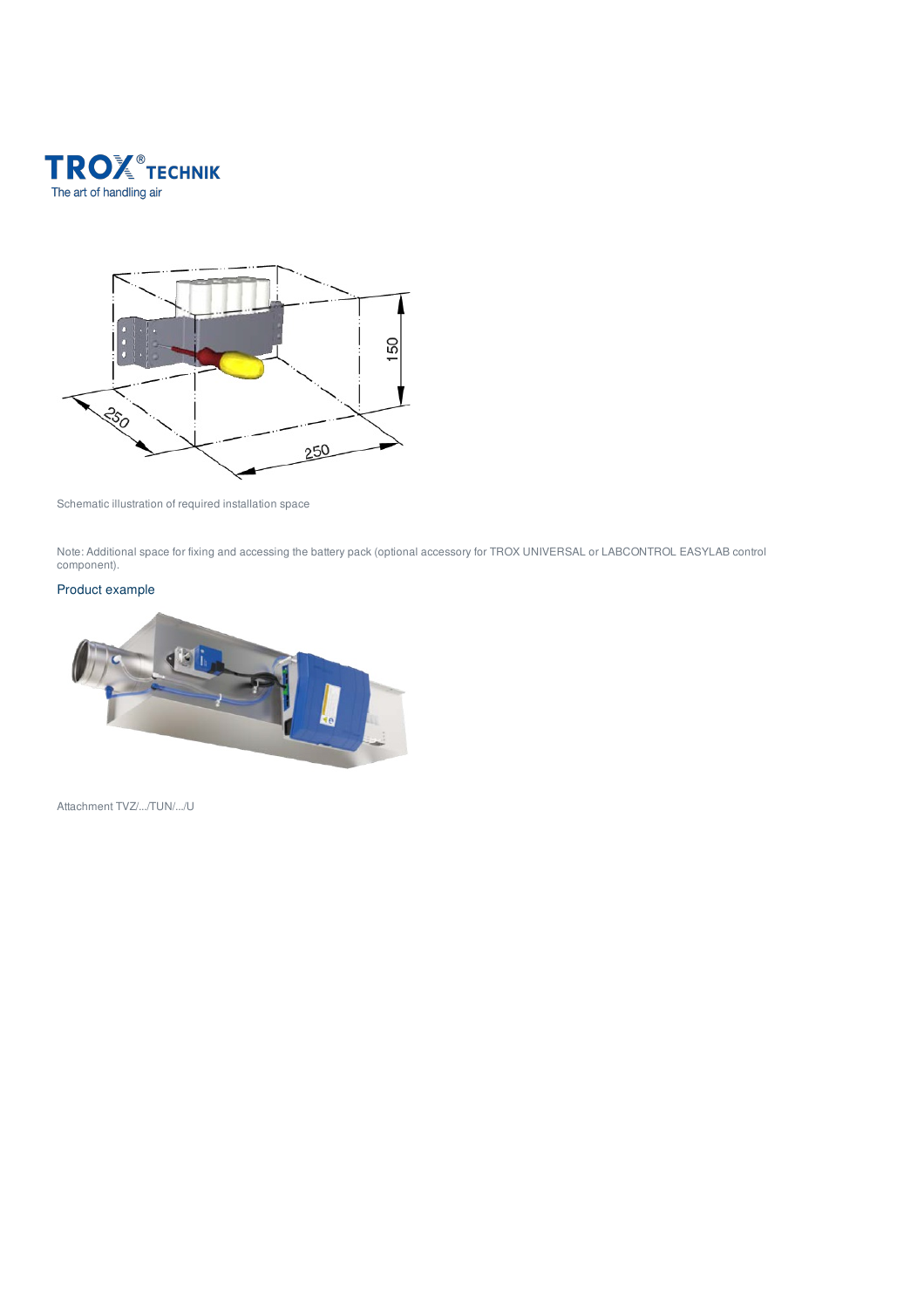Schematic illustration of required installation space

Note: Additional space for fixing and accessing the battery pack (optional accessory for TROX UNIVERSAL or LABCONTROL EASYLAB control component).

## Product example

Attachment TVZ/.../TUN/.../U